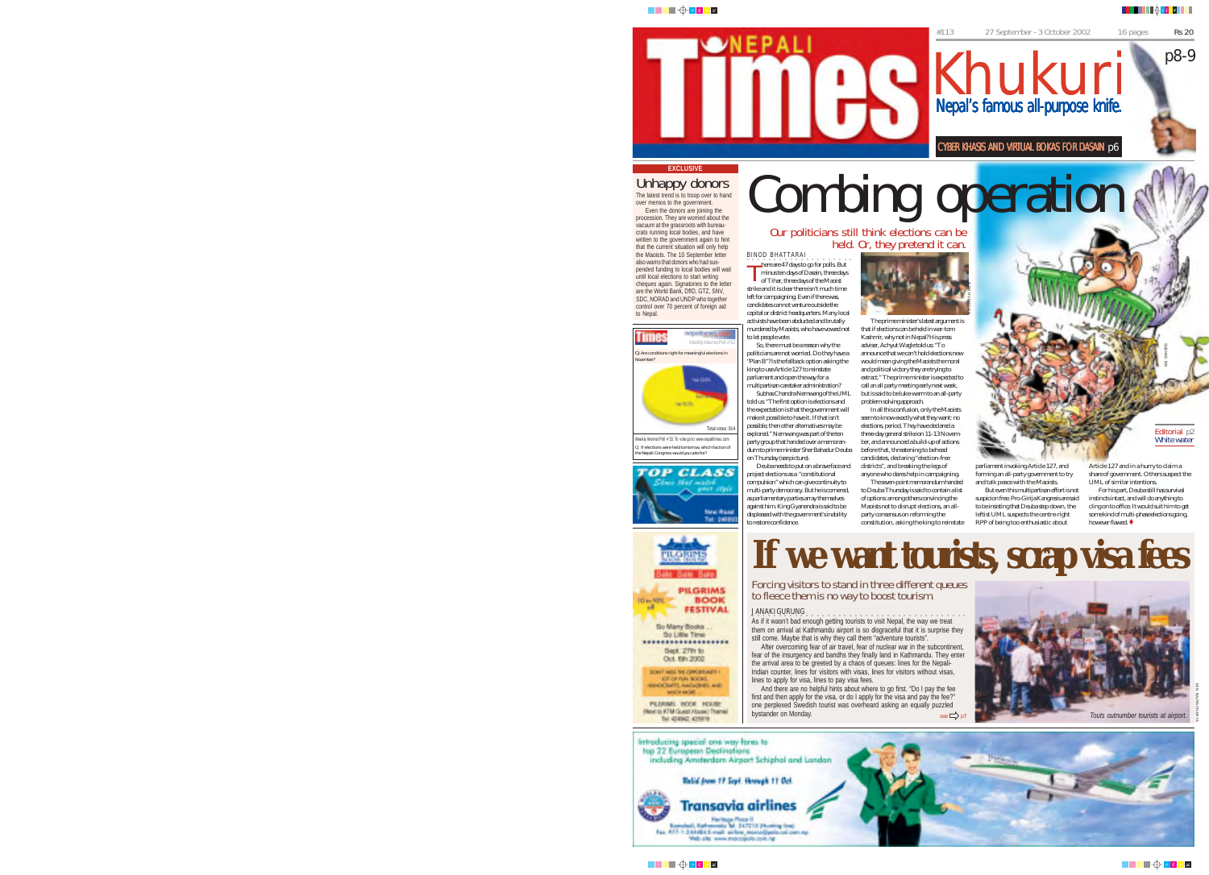# Nepali Times

#113 27 September - 3 October 2002 16 pages Rs 20

## Khukuri
**Nepal's famous all-purpose knife.** p8-9

CYBER KHASIS AND VIRTUAL BOKAS FOR DASAIN p6

EXCLUSIVE

## Unhappy donors

The latest trend is to troop over to hand over memos to the government.

Even the donors are joining the procession. They are worried about the vacuum at the grassroots with bureaucrats running local bodies, and have written to the government again to hint that the current situation will only help the Maoists. The 10 September letter also warns that donors who had suspended funding to local bodies will wait until local elections to start writing cheques again. Signatories to the letter are the World Bank, DfID, GTZ, SNV, SDC, NORAD and UNDP who together control over 70 percent of foreign aid to Nepal.

Weekly Internet Poll # 52

Q. Are conditions right for meaningful elections in November?

Total votes: 564

Weekly Internet Poll # 53. To vote go to: www.nepalitimes.com

Q. If elections were held tomorrow, which faction of the Nepali Congress would you vote for?

# Combing operation

### Our politicians still think elections can be held. Or, they pretend it can.

BINOD BHATTARAI

There are 47 days to go for polls. But minus ten days of Dasain, three days of Tihar, three days of the Maoist strike and it is clear there isn't much time left for campaigning. Even if there was, candidates cannot venture outside the capital or district headquarters. Many local activists have been abducted and brutally murdered by Maoists, who have vowed not to let people vote.

So, there must be a reason why the politicians are not worried. Do they have a "Plan B"? Is the fallback option asking the king to use Article 127 to reinstate parliament and open the way for a multipartisan caretaker administration?

Subhas Chandra Nemwang of the UML told us: "The first option is elections and the expectation is that the government will make it possible to have it. If that isn't possible, then other alternatives may be explored." Nemwang was part of the ten party group that handed over a memorandum to prime minister Sher Bahadur Deuba on Thursday (see picture).

Deuba needs to put on a brave face and project elections as a "constitutional compulsion" which can give continuity to multi-party democracy. But he is cornered, as parliamentary parties array themselves against him. King Gyanendra is said to be displeased with the government's inability to restore confidence.

The prime minister's latest argument is that if elections can be held in war-torn Kashmir, why not in Nepal? His press adviser, Achyut Wagle told us: "To announce that we can't hold elections now would mean giving the Maoists the moral and political victory they are trying to extract." The prime minister is expected to call an all party meeting early next week, but is said to be luke warm to an all-party problem-solving approach.

In all this confusion, only the Maoists seem to know exactly what they want: no elections, period. They have declared a three-day general strike on 11-13 November, and announced a build-up of actions before that, threatening to behead candidates, declaring "election-free districts", and breaking the legs of anyone who dares help in campaigning.

The seven-point memorandum handed to Deuba Thursday is said to contain a list of options: among others convincing the Maoists not to disrupt elections, an all-party consensus on reforming the constitution, asking the king to reinstate parliament invoking Article 127, and forming an all-party government to try and talk peace with the Maoists.

But even this multipartisan effort is not suspicion free. Pro-Girija Kangresis are said to be insisting that Deuba step down, the leftist UML suspects the centre-right RPP of being too enthusiastic about Article 127 and in a hurry to claim a share of government. Others suspect the UML of similar intentions.

For his part, Deuba still has survival instincts intact, and will do anything to cling on to office. It would suit him to get some kind of multi-phase elections going, however flawed. ♦

Editorial p2
White water

# If we want tourists, scrap visa fees

### Forcing visitors to stand in three different queues to fleece them is no way to boost tourism.

JANAKI GURUNG

As if it wasn't bad enough getting tourists to visit Nepal, the way we treat them on arrival at Kathmandu airport is so disgraceful that it is surprise they still come. Maybe that is why they call them "adventure tourists".

After overcoming fear of air travel, fear of nuclear war in the subcontinent, fear of the insurgency and bandhs they finally land in Kathmandu. They enter the arrival area to be greeted by a chaos of queues: lines for the Nepali-Indian counter, lines for visitors with visas, lines for visitors without visas, lines to apply for visa, lines to pay visa fees.

And there are no helpful hints about where to go first. "Do I pay the fee first and then apply for the visa, or do I apply for the visa and pay the fee?" one perplexed Swedish tourist was overheard asking an equally puzzled bystander on Monday. see p7

*Touts outnumber tourists at airport.*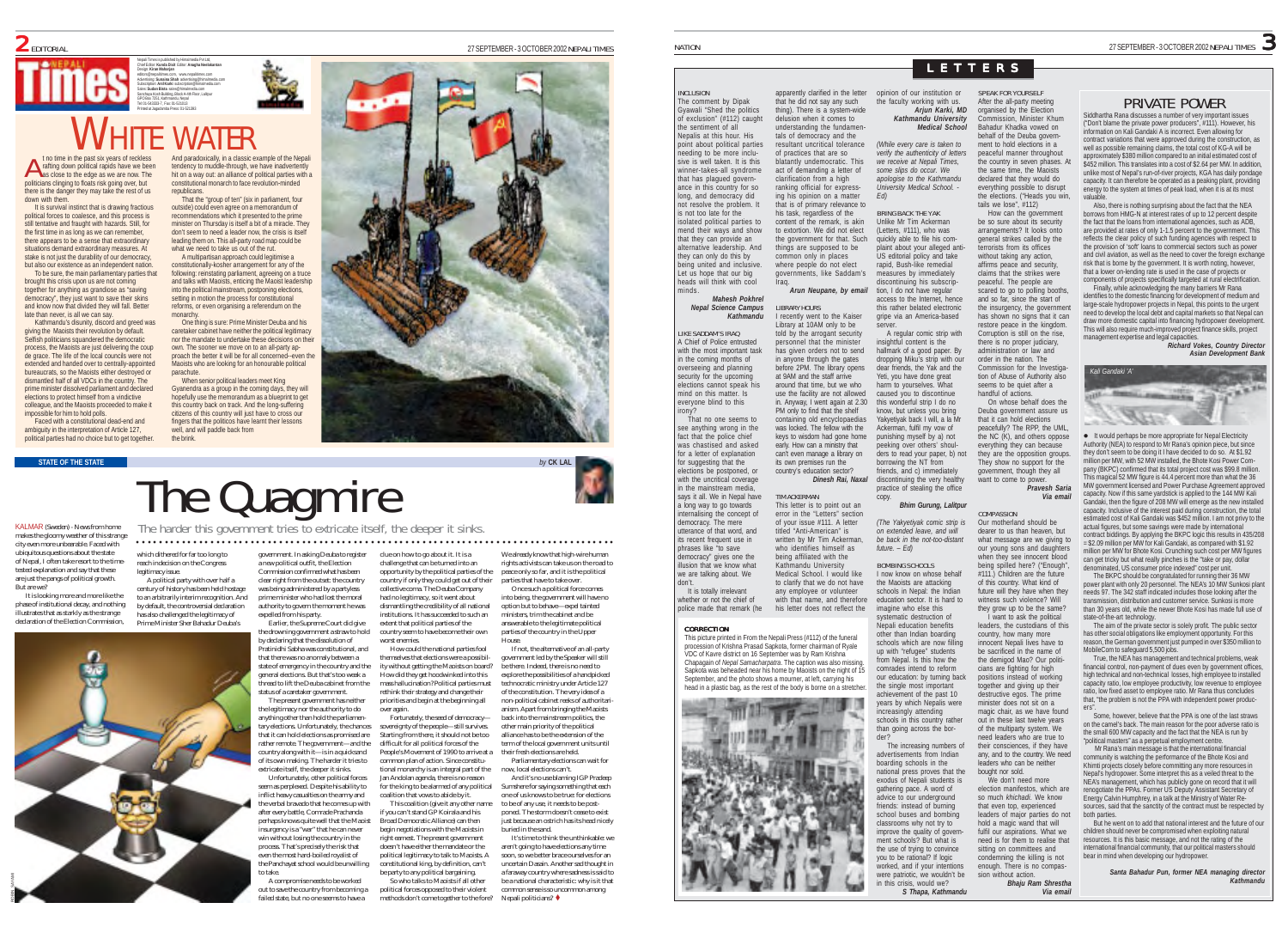# WHITE WATER

At no time in the past six years of reckless rafting down political rapids have we been as close to the edge as we are now. The politicians clinging to floats risk going over, but there is the danger they may take the rest of us down with them.

It is survival instinct that is drawing fractious political forces to coalesce, and this process is still tentative and fraught with hazards. Still, for the first time in as long as we can remember, there appears to be a sense that extraordinary situations demand extraordinary measures. At stake is not just the durability of our democracy, but also our existence as an independent nation.

To be sure, the main parliamentary parties that brought this crisis upon us are not coming together for anything as grandiose as "saving democracy", they just want to save their skins and know now that divided they will fall. Better late than never, is all we can say.

Kathmandu's disunity, discord and greed was giving the Maoists their revolution by default. Selfish politicians squandered the democratic process, the Maoists are just delivering the coup de grace. The life of the local councils were not extended and handed over to centrally-appointed bureaucrats, so the Maoists either destroyed or dismantled half of all VDCs in the country. The prime minister dissolved parliament and declared elections to protect himself from a vindictive colleague, and the Maoists proceeded to make it impossible for him to hold polls.

Faced with a constitutional dead-end and ambiguity in the interpretation of Article 127, political parties had no choice but to get together. And paradoxically, in a classic example of the Nepali tendency to muddle-through, we have inadvertently hit on a way out: an alliance of political parties with a constitutional monarch to face revolution-minded republicans.

That the "group of ten" (six in parliament, four outside) could even agree on a memorandum of recommendations which it presented to the prime minister on Thursday is itself a bit of a miracle. They don't seem to need a leader now, the crisis is itself leading them on. This all-party road map could be what we need to take us out of the rut.

A multipartisan approach could legitimise a constitutionally-kosher arrangement for any of the following: reinstating parliament, agreeing on a truce and talks with Maoists, enticing the Maoist leadership into the political mainstream, postponing elections, setting in motion the process for constitutional reforms, or even organising a referendum on the monarchy.

One thing is sure: Prime Minister Deuba and his caretaker cabinet have neither the political legitimacy nor the mandate to undertake these decisions on their own. The sooner we move on to an all-party approach the better it will be for all concerned–even the Maoists who are looking for an honourable political parachute.

When senior political leaders meet King Gyanendra as a group in the coming days, they will hopefully use the memorandum as a blueprint to get this country back on track. And the long-suffering citizens of this country will just have to cross our fingers that the politicos have learnt their lessons well, and will paddle back from the brink.

STATE OF THE STATE — *by* **CK LAL**

# The Quagmire

## The harder this government tries to extricate itself, the deeper it sinks.

KALMAR (Sweden) - News from home makes the gloomy weather of this strange city even more unbearable. Faced with ubiquitous questions about the state of Nepal, I often take resort to the time-tested explanation and say that these are just the pangs of political growth. But are we?

It is looking more and more like the phase of institutional decay, and nothing illustrates that as starkly as the strange declaration of the Election Commission, which dithered for far too long to reach indecision on the Congress legitimacy issue.

A political party with over half a century of history has been held hostage to an arbitrarily interim recognition. And by default, the controversial declaration has also challenged the legitimacy of Prime Minister Sher Bahadur Deuba's government. In asking Deuba to register a new political outfit, the Election Commission confirmed what has been clear right from the outset: the country was being administered by a partyless prime minister who had lost the moral authority to govern the moment he was expelled from his party.

Earlier, the Supreme Court did give the drowning government a straw to hold by declaring that the dissolution of Pratinidhi Sabha was constitutional, and that there was no anomaly between a state of emergency in the country and the general elections. But that's too weak a thread to lift the Deuba cabinet from the status of a caretaker government.

The present government has neither the legitimacy nor the authority to do anything other than hold the parliamentary elections. Unfortunately, the chances that it can hold elections as promised are rather remote. The government—and the country along with it—is in a quicksand of its own making. The harder it tries to extricate itself, the deeper it sinks.

Unfortunately, other political forces seem as perplexed. Despite his ability to inflict heavy casualties on the army and the verbal bravado that he comes up with after every battle, Comrade Prachanda perhaps knows quite well that the Maoist insurgency is a "war" that he can never win without losing the country in the process. That's precisely the risk that even the most hard-boiled royalist of the Panchayat school would be unwilling to take.

A compromise needs to be worked out to save the country from becoming a failed state, but no one seems to have a clue on how to go about it. It is a challenge that can be turned into an opportunity by the political parties of the country if only they could get out of their collective coma. The Deuba Company had no legitimacy, so it went about dismantling the credibility of all national institutions. It has succeeded to such an extent that political parties of the country seem to have become their own worst enemies.

How could the national parties fool themselves that elections were a possibility without getting the Maoists on board? How did they get hoodwinked into this mass hallucination? Political parties must rethink their strategy and change their priorities and begin at the beginning all over again.

Fortunately, the seed of democracy—sovereignty of the people—still survives. Starting from there, it should not be too difficult for all political forces of the People's Movement of 1990 to arrive at a common plan of action. Since constitutional monarchy is an integral part of the Jan Andolan agenda, there is no reason for the king to be alarmed of any political coalition that vows to abide by it.

This coalition (give it any other name if you can't stand GP Koirala and his Broad Democratic Alliance) can then begin negotiations with the Maoists in right earnest. The present government doesn't have either the mandate or the political legitimacy to talk to Maoists. A constitutional king, by definition, can't be party to any political bargaining.

So who talks to Maoists if all other political forces opposed to their violent methods don't come together to the fore? We already know that high-wire human rights activists can take us on the road to peace only so far, and it is the political parties that have to take over.

Once such a political force comes into being, the government will have no option but to behave—expel tainted ministers, trim the cabinet and be answerable to the legitimate political parties of the country in the Upper House.

If not, the alternative of an all-party government led by the Speaker will still be there. Indeed, there is no need to explore the possibilities of a handpicked technocratic ministry under Article 127 of the constitution. The very idea of a non-political cabinet reeks of authoritarianism. Apart from bringing the Maoists back into the mainstream politics, the other main priority of the political alliance has to be the extension of the term of the local government units until their fresh elections are held.

Parliamentary elections can wait for now, local elections can't.

And it's no use blaming IGP Pradeep Sumshere for saying something that each one of us knows to be true: for elections to be of any use, it needs to be postponed. The storm doesn't cease to exist just because an ostrich has its head nicely buried in the sand.

It's time to think the unthinkable: we aren't going to have elections any time soon, so we better brace ourselves for an uncertain Dasain. Another sad thought in a faraway country where sadness is said to be a national characteristic: why is it that common sense is so uncommon among Nepali politicians? ♦

# LETTERS

### INCLUSION

The comment by Dipak Gyawali "Shed the politics of exclusion" (#112) caught the sentiment of all Nepalis at this hour. His point about political parties needing to be more inclusive is well taken. It is this winner-takes-all syndrome that has plagued governance in this country for so long, and democracy did not resolve the problem. It is not too late for the isolated political parties to mend their ways and show that they can provide an alternative leadership. And they can only do this by being united and inclusive. Let us hope that our big heads will think with cool minds.

***Mahesh Pokhrel***
***Nepal Science Campus***
***Kathmandu***

### LIKE SADDAM'S IRAQ

A Chief of Police entrusted with the most important task in the coming months of overseeing and planning security for the upcoming elections cannot speak his mind on this matter. Is everyone blind to this irony?

That no one seems to see anything wrong in the fact that the police chief was chastised and asked for a letter of explanation for suggesting that the elections be postponed, or with the uncritical coverage in the mainstream media, says it all. We in Nepal have a long way to go towards internalising the concept of democracy. The mere utterance of that word, and its recent frequent use in phrases like "to save democracy" gives one the illusion that we know what we are talking about. We don't.

It is totally irrelevant whether or not the chief of police made that remark (he apparently clarified in the letter that he did not say any such thing). There is a system-wide delusion when it comes to understanding the fundamentals of democracy and the resultant uncritical tolerance of practices that are so blatantly undemocratic. This act of demanding a letter of clarification from a high ranking official for expressing his opinion on a matter that is of primary relevance to his task, regardless of the content of the remark, is akin to extortion. We did not elect the government for that. Such things are supposed to be common only in places where people do not elect governments, like Saddam's Iraq.

***Arun Neupane, by email***

### LIBRARY HOURS

I recently went to the Kaiser Library at 10AM only to be told by the arrogant security personnel that the minister has given orders not to send in anyone through the gates before 2PM. The library opens at 9AM and the staff arrive around that time, but we who use the facility are not allowed in. Anyway, I went again at 2.30 PM only to find that the shelf containing old encyclopaedias was locked. The fellow with the keys to wisdom had gone home early. How can a ministry that can't even manage a library on its own premises run the country's education sector?

***Dinesh Rai, Naxal***

### TIM ACKERMAN

This letter is to point out an error in the "Letters" section of your issue #111. A letter titled "Anti-American" is written by Mr Tim Ackerman, who identifies himself as being affiliated with the Kathmandu University Medical School. I would like to clarify that we do not have any employee or volunteer with that name, and therefore his letter does not reflect the opinion of our institution or the faculty working with us.

***Arjun Karki, MD***
***Kathmandu University***
***Medical School***

*(While every care is taken to verify the authenticity of letters we receive at Nepali Times, some slips do occur. We apologise to the Kathmandu University Medical School. - Ed)*

### BRING BACK THE YAK

Unlike Mr Tim Ackerman (Letters, #111), who was quickly able to file his complaint about your alleged anti-US editorial policy and take rapid, Bush-like remedial measures by immediately discontinuing his subscription, I do not have regular access to the Internet, hence this rather belated electronic gripe via an America-based server.

A regular comic strip with insightful content is the hallmark of a good paper. By dropping Miku's strip with our dear friends, the Yak and the Yeti, you have done great harm to yourselves. What caused you to discontinue this wonderful strip I do no know, but unless you bring Yakyetiyak back I will, à la Mr Ackerman, fulfil my vow of punishing myself by a) not peeking over others' shoulders to read your paper, b) not borrowing the NT from friends, and c) immediately discontinuing the very healthy practice of stealing the office copy.

***Bhim Gurung, Lalitpur***

*(The Yakyetiyak comic strip is on extended leave, and will be back in the not-too-distant future. – Ed)*

### BOMBING SCHOOLS

I now know on whose behalf the Maoists are attacking schools in Nepal: the Indian education sector. It is hard to imagine who else this systematic destruction of Nepali education benefits other than Indian boarding schools which are now filling up with "refugee" students from Nepal. Is this how the comrades intend to reform our education: by turning back the single most important achievement of the past 10 years by which Nepalis were increasingly attending schools in this country rather than going across the border?

The increasing numbers of advertisements from Indian boarding schools in the national press proves that the exodus of Nepali students is gathering pace. A word of advice to our underground friends: instead of burning school buses and bombing classrooms why not try to improve the quality of government schools? But what is the use of trying to convince you to be rational? If logic worked, and if your intentions were patriotic, we wouldn't be in this crisis, would we?

***S Thapa, Kathmandu***

### SPEAK FOR YOURSELF

After the all-party meeting organised by the Election Commission, Minister Khum Bahadur Khadka vowed on behalf of the Deuba government to hold elections in a peaceful manner throughout the country in seven phases. At the same time, the Maoists declared that they would do everything possible to disrupt the elections. ("Heads you win, tails we lose", #112)

How can the government be so sure about its security arrangements? It looks onto general strikes called by the terrorists from its offices without taking any action, affirms peace and security, claims that the strikes were peaceful. The people are scared to go to polling booths, and so far, since the start of the insurgency, the government has shown no signs that it can restore peace in the kingdom. Corruption is still on the rise, there is no proper judiciary, administration or law and order in the nation. The Commission for the Investigation of Abuse of Authority also seems to be quiet after a handful of actions.

On whose behalf does the Deuba government assure us that it can hold elections peacefully? The RPP, the UML, the NC (K), and others oppose everything they can because they are the opposition groups. They show no support for the government, though they all want to come to power.

***Pravesh Saria***
***Via email***

### COMPASSION

Our motherland should be dearer to us than heaven, but what message are we giving to our young sons and daughters when they see innocent blood being spilled here? ("Enough", #111.) Children are the future of this country. What kind of future will they have when they witness such violence? Will they grow up to be the same?

I want to ask the political leaders, the custodians of this country, how many more innocent Nepali lives have to be sacrificed in the name of the demigod Mao? Our politicians are fighting for high positions instead of working together and giving up their destructive egos. The prime minister does not sit on a magic chair, as we have found out in these last twelve years of the multiparty system. We need leaders who are true to their consciences, if they have any, and to the country. We need leaders who can be neither bought nor sold.

We don't need more election manifestos, which are so much *khichadi*. We know that even top, experienced leaders of major parties do not hold a magic wand that will fulfil our aspirations. What we need is for them to realise that sitting on committees and condemning the killing is not enough. There is no compassion without action.

***Bhaju Ram Shrestha***
***Via email***

### CORRECTION

This picture printed in From the Nepali Press (#112) of the funeral procession of Krishna Prasad Sapkota, former chairman of Ryale VDC of Kavre district on 16 September was by Ram Krishna Chapagain of *Nepal Samacharpatra*. The caption was also missing. Sapkota was beheaded near his home by Maoists on the night of 15 September, and the photo shows a mourner, at left, carrying his head in a plastic bag, as the rest of the body is borne on a stretcher.

# PRIVATE POWER

Siddhartha Rana discusses a number of very important issues ("Don't blame the private power producers", #111). However, his information on Kali Gandaki A is incorrect. Even allowing for contract variations that were approved during the construction, as well as possible remaining claims, the total cost of KG-A will be approximately $380 million compared to an initial estimated cost of $452 million. This translates into a cost of $2.64 per MW. In addition, unlike most of Nepal's run-of-river projects, KGA has daily pondage capacity. It can therefore be operated as a peaking plant, providing energy to the system at times of peak load, when it is at its most valuable.

Also, there is nothing surprising about the fact that the NEA borrows from HMG-N at interest rates of up to 12 percent despite the fact that the loans from international agencies, such as ADB, are provided at rates of only 1-1.5 percent to the government. This reflects the clear policy of such funding agencies with respect to the provision of 'soft' loans to commercial sectors such as power and civil aviation, as well as the need to cover the foreign exchange risk that is borne by the government. It is worth noting, however, that a lower on-lending rate is used in the case of projects or components of projects specifically targeted at rural electrification.

Finally, while acknowledging the many barriers Mr Rana identifies to the domestic financing for development of medium and large-scale hydropower projects in Nepal, this points to the urgent need to develop the local debt and capital markets so that Nepal can draw more domestic capital into financing hydropower development. This will also require much-improved project finance skills, project management expertise and legal capacities.

***Richard Vokes, Country Director***
***Asian Development Bank***

Kali Gandaki 'A'

● It would perhaps be more appropriate for Nepal Electricity Authority (NEA) to respond to Mr Rana's opinion piece, but since they don't seem to be doing it I have decided to do so. At $1.92 million per MW, with 52 MW installed, the Bhote Kosi Power Company (BKPC) confirmed that its total project cost was $99.8 million. This magical 52 MW figure is 44.4 percent more than what the 36 MW government licensed and Power Purchase Agreement approved capacity. Now if this same yardstick is applied to the 144 MW Kali Gandaki, then the figure of 208 MW will emerge as the installed capacity. Inclusive of the interest paid during construction, the total estimated cost of Kali Gandaki was $452 million. I am not privy to the actual figures, but some savings were made by international contract biddings. By applying the BKPC logic this results in 435/208 = $2.09 million per MW for Kali Gandaki, as compared with $1.92 million per MW for Bhote Kosi. Crunching such cost per MW figures can get tricky but what really pinches is the "take or pay, dollar denominated, US consumer price indexed" cost per unit.

The BKPC should be congratulated for running their 36 MW power plant with only 20 personnel. The NEA's 10 MW Sunkosi plant needs 97. The 342 staff indicated includes those looking after the transmission, distribution and customer service. Sunkosi is more than 30 years old, while the newer Bhote Kosi has made full use of state-of-the-art technology.

The aim of the private sector is solely profit. The public sector has other social obligations like employment opportunity. For this reason, the German government just pumped in over $350 million to MobileCom to safeguard 5,500 jobs.

True, the NEA has management and technical problems, weak financial control, non-payment of dues even by government offices, high technical and non-technical losses, high employee to installed capacity ratio, low employee productivity, low revenue to employee ratio, low fixed asset to employee ratio. Mr Rana thus concludes that, "the problem is not the PPA with independent power producers".

Some, however, believe that the PPA is one of the last straws on the camel's back. The main reason for the poor adverse ratio is the small 600 MW capacity and the fact that the NEA is run by "political masters" as a perpetual employment centre.

Mr Rana's main message is that the international financial community is watching the performance of the Bhote Kosi and Khimti projects closely before committing any more resources in Nepal's hydropower. Some interpret this as a veiled threat to the NEA's management, which has publicly gone on record that it will renegotiate the PPAs. Former US Deputy Assistant Secretary of Energy Calvin Humphrey, in a talk at the Ministry of Water Resources, said that the sanctity of the contract must be respected by both parties.

But he went on to add that national interest and the future of our children should never be compromised when exploiting natural resources. It is this basic message, and not the rating of the international financial community, that our political masters should bear in mind when developing our hydropower.

***Santa Bahadur Pun, former NEA managing director***
***Kathmandu***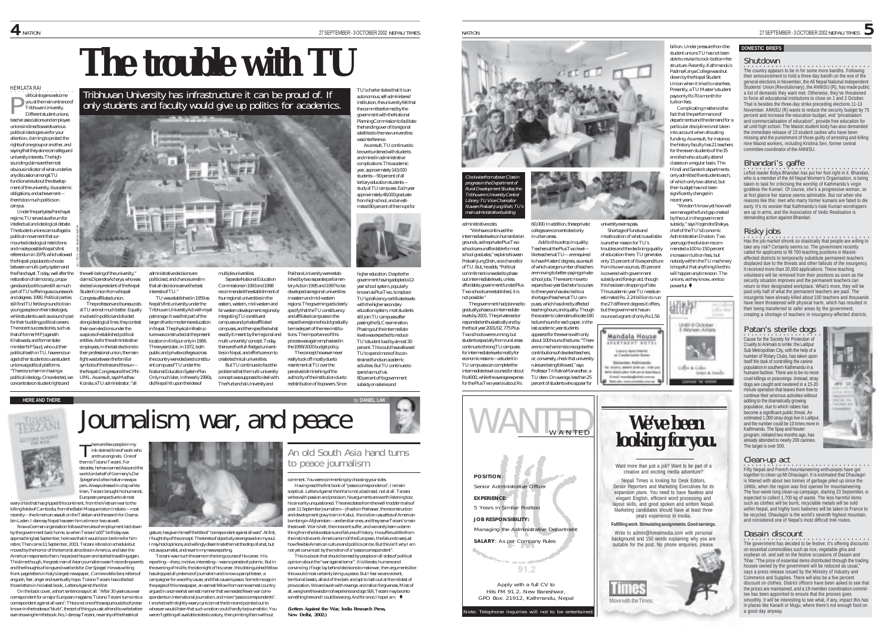# The trouble with TU

**Tribhuvan University has infrastructure it can be proud of. If only students and faculty would give up politics for academics.**

HEMLATA RAI

Political slogans welcome you at the main entrance of Tribhuvan University. Different student unions, teacher associations and employee unions inclined towards various political ideologies vie for your attention, claiming to protect the rights of one group or another, and saying that they alone can safeguard university interests. The high-sounding claims are the most obvious indicator of what underlies any discussion amongst TU functionaries about the development of the university, its academic obligations, and achievement—there's too much politics on campus.

Under the partyless Panchayat regime, TU served as a forum for intellectual and ideological debate. The student unions camouflaged a political movement that surmounted ideological restrictions and made possible Nepal's first referendum in 1979, which allowed the Nepali populace to choose between a multi-party system and the Panchayat. Today, well after the restoration of democracy, propaganda and politics are still as much part of TU's offerings as coursework and degrees. 1990. Political parties still find TU fertile ground to train young people on their ideologies, while students use it as a launch pad for their budding political careers. The recent successful ones, such as that of former MP Jagnath Khatiwada, and former state minister NP Saud, who cut their political teeth in TU, have encouraged other students to use student unions as political platforms. "There is no harm in having a political ideology. Once elected, we concentrate on student rights and the well-being of the university," claims Dipendra Acharya, who was elected vice president of the Nepal Student Union from a Nepali Congress affiliated union.

The professors and bureaucrats at TU are not much better. Equally involved in politics and divided along ideological lines, they contest their own elections under the auspices of established political entities. As for the administrative employees, in the last elections to their professional union, the main fight was between the familiar symbols of the tree and the sun—the Nepali Congress and the CPN-UML. As a result, says Madhav Koirala, a TU administrator, "all administrative decisions are politicised, and chances are slim that all decisions serve the best interests of TU."

TU was established in 1959 as Nepal's first university under the Tribhuvan University Act with royal patronage. It was first part of the larger drive to modernise education in Nepal. The physical infrastructure was constructed at the present location in Kirtipur only in 1966. Three years later, in 1972, both public and private colleges across the country were declared constituent campuses of TU under the National Education System Plan. Only much later, in the early 1990s, did Nepal hit upon the idea of multiple universities.

Separate National Education Commissions in 1993 and 1998 recommended the establishment of four regional universities in the eastern, western, mid-western and far-western development regions by integrating TU constituent campuses and private affiliated campuses, and then specified what exactly it meant by the 'regional and multi-university' concept. Today, there are five full-fledged universities in Nepal, and efforts are on to create technical universities.

But TU continues to face the problems that the multi-university concept was supposed to deal with. The Purbanchal University and Pokhara University were established by two separate parliamentary Acts in 1995 and 1997 to be developed as regional universities in eastern and mid-western regions. The government acts clearly specify that the TU constituency and affiliated campuses in the respective regions should gradually be made part of the new institutions. The importance of this process was again emphasised in the 1999/2000 budget policy.

The concept however never really took off mostly due to resentment at TU over the perceived diminishing of the authority of the institution due to redistribution of its powers. Since TU's charter states that it is an autonomous, self-administered institution, the university felt that the committee formed by the government with the National Planning Commission to facilitate the handing over of its regional satellites to the new universities was interference.

As a result, TU continues to be overburdened with students and mired in administrative complications. This academic year, approximately 143,000 students—90 percent of all tertiary education students—study at TU campuses. Each year approximately 48,000 graduate from high school, and an estimated 80 percent of the most go for higher education. Despite the government having adopted a 12-year school system, popularly known as Plus Two, to replace TU's proficiency certificate levels with the higher secondary education system, most students still join TU campuses after passing the SLC examination. Phasing out the intermediate levels was expected to reduce TU's student load by almost 30 percent. This could have allowed TU to spend more of its constrained funds on academic activities. But TU continues to spend as much as 80 percent of its government subsidy on salaries and administrative costs.

"We have continued the intermediate levels on humanitarian grounds, as the private Plus Two schools are unaffordable for most school graduates," explains Naveen Prakash Jung Shah, vice chancellor of TU. But, he adds, "Political commitment is needed to phase out intermediate levels, unless affordable government funded Plus Two schools are established, it is not possible."

The government had planned to gradually phase out intermediate levels by 2001. The private sector responded enthusiastically and by the fiscal year 2001/02, 775 Plus Two schools were running, but students especially from rural areas continue to throng TU campuses for intermediate levels mostly for economic reasons—a student in TU campuses can complete the intermediate level courses for about Rs 4000, while the average expense for the Plus Two years is about Rs 60,000. In addition, these private colleges are concentrated only in urban areas.

Add to this a drop in quality. Teachers at the Plus Two level—like teachers at TU—are required to have Masters' degrees, as a result of which a large number of teachers are moving to better-paying private school jobs. There's been a move to expand two-year Bachelor's courses to three years has also led to a shortage of teachers at TU campuses, which has directly affected teaching hours, and quality. Though the academic calendars allocate 180 lecture hours for each paper, in the last academic year students appeared for the exams with only about 100 hours of lectures. "There are no mechanisms to recognise the contributions of devoted teachers, or, conversely, check that university rules are being followed," says Professor Tri Ratna Manandhar, a TU dean. On average, less than 25 percent of students who appear for university exams pass.

Shortage of funds and misallocation of what is available is another reason for TU's troubles and the declining quality of education there. TU generates only 15 percent of its expenditure from its own sources, 85 percent is covered with government subsidy and foreign aid, though this has been dropping of late. This academic year TU needs an estimated Rs. 2.24 billion to run the 27 different degrees it offers, but the government has announced a grant of only Rs 1.56 billion. Under pressure from the student unions TU has not been able to revise its rock-bottom fee structure. Recently, Kathmandu's Padma Kanya College was shut down by the Nepal Student Union when it tried to raise fees. Presently, a TU Master's student pays only Rs 70 a month for tuition fees.

Complicating matters is the fact that the performance of departments and the demand for a particular discipline is not taken into account when allocating funding. As a result, for instance, the history faculty has 21 teachers for the seven students of the 35 enrolled who actually attend classes on a regular basis. The Hindi and Sanskrit departments only admitted five students each, of which only two attend, but their budget has not been significantly changed in recent years.

"We don't know yet how will we manage the fund gap created by the cut in the government subsidy," says Yogendra Shakya, chief of the TU's Economic Administration Division. Two years ago the division recommended a 100 to 150 percent increase in tuition fees, but nobody within the TU machinery is hopeful that anything like this will happen anytime soon. The unions, as they know, are too powerful. ♦

*Clockwise from above: Class in progress in the Department of Rural Development Studies, the Tribhuvan University Central Library, TU Vice Chancellor Naveen Prakash Jung Shah, TU's main administrative building.*

---

## HERE AND THERE

*by* **DANIEL LAK**

# Journalism, war, and peace

**An old South Asia hand turns to peace journalism.**

There are few people in my ink-stained line of work who are true originals. One of them is Tiziano Terzani. For decades, he has roamed Asia and the world on behalf of Germany's *Der Spiegel* and a few Italian newspapers. Always dressed in crisp white linen, Terzani brought his humanist, European perspective to almost every crisis that has gripped this continent, from the Vietnam war to the killing fields of Cambodia, from the Babri Mosque riots in India to—most recently—the American assault on the Taleban and the search for Osama bin Laden. I dare say Nepal has seen him at time or two as well.

Now a German organisation follows the rules of employment laid down by the government back home, so when Terzani's 65th birthday was approaching last September, he knew that it would soon be time for him retire. Then came 11 September, 2001. Terzani retired on schedule but moved by the horror of the terrorist atrocities in America, and later the American response to them, he packed his pen and started travelling again. This time though, the great man of Asian journalism wasn't recording events and the thoughts of kings and warlords for *Der Spiegel*. He was writing front-page letters in Italy's largest newspaper, *Corriere della Sera*; letters of anguish, fear, anger and eventually hope. Tiziano Terzani has collected those letters in his latest book, *Letters Against the War*.

On the back cover, a short sentence says it all. "After 30 years as a war correspondent for a major European magazine, Tiziano Terzani turns into a correspondent against all wars". This is not one of those spurious blurbs of praise known in the trade as a "blurb", the sort of thing you ask a friend to write before even showing him the book. No, I dare say Terzani, never shy of the theatrical gesture, has given himself the title of "correspondent against all wars". At first, I fought shy of the concept. The tenets of objectivity are engraved on my soul. I may hold opinions, and willingly disseminate them at the drop of a hat, but not as a journalist, and never in my news reporting.

Terzani was much the same in the long course of his career. His reporting—sharp, incisive, interesting—was no paraseof polemic. But in the evening of his life, the late night of his career, this distinguished fellow has dropped all pretence of journalism and is now a pamphleteer, a campaigner for a worthy cause, and that cause is peace. Sometime ago in the pages of this newspaper, an earnest fellow from some errant country argued in a somewhat earnest manner that we needed fewer war correspondents in international journalism, and more "peace correspondents". I snorted with slightly weary cynicism at the time and pointed out to whoever would listen that such a notion could hardly be journalistic. You weren't getting all available sides to a story, then printing them without comment. You were commenting by choosing your sides.

Having read the first book of "peace correspondence", I remain sceptical. *Letters Against the War* is not a bad read, not at all. Terzani writes with passion and precision; his arguments are worth listening too; his sincerity unquestioned. The anecdotes from the well-trodden trails of post-11 September journalism—jihadis in Peshawar, the reconstruction and development gravy train in Kabul, the civilian casualties of American bombing in Afghanistan—are familiar ones, and they serve Terzani's main thesis well. War is hell, the innocent suffer, and we rarely learn a damn thing from the bloodstains and failures of history. He suffers a little from the instinctive anti-Americanism of the European, the failure to see just how flexible American culture and politics can be. But this isn't why I am not yet convinced by the notion of a "peace correspondent".

This is a book that should be read by people on all sides of political opinion about the "war against terror". It is literate, humane and convincing. If logic lay behind decisions to make war, then arguments like this would most certainly bring us peace. But I fear we are violent, territorial beasts, afraid of the dark and apt to lash out at the mildest of provocation. We are lavish with revenge, and ration forgiveness. Most of all, we ignore the wisdom of experience and age. Still, Terzani may be onto something here and I could be wrong. And for once, I hope I am. ♦

**(Letters Against the War, India Research Press, New Delhi, 2002.)**

---

## DOMESTIC BRIEFS

### Shutdown

The country appears to be in for some more bandhs. Following their announcement to hold a three-day bandh on the eve of the general elections in November, the All Nepal National Independent Students' Union (Revolutionary), the ANNISU (R), has made public a list of demands they want met. Otherwise, they've threatened to force all educational institutions to close on 1 and 2 October. That is besides the three-day strike preceding elections 11-13 November. ANNSU (R) wants to reduce the security budget by 75 percent and increase the education budget, end "privatisation and commercialisation of education", provide free education for all until high school. The Maoist student body has also demanded the immediate release of 13 student cadres who have been missing and the punishment of those guilty of arresting and killing nine Maoist workers, including Krishna Sen, former central committee coordinator of the ANNISU.

### Bhandari's gaffe

Leftist leader Bidya Bhandari has put her foot right in it. Bhandari, who is a member of the All Nepal Women's Organisation, is being taken to task for criticising the worship of Kathmandu's virgin goddess the Kumari. Of course, she's a progressive woman, so at first glance her stance seems admirable. But not when she reasons like this: men who marry former kumaris are fated to die early. It's no wonder that Kathmandu's irate Kumari worshippers are up in arms, and the Association of Vedic Realisation is demanding action against Bhandari.

### Risky jobs

Has the job market shrunk so drastically that people are willing to take any risk? Certainly seems so. The government recently called for applicants to fill 700 teaching positions in Maoist-affected districts to temporarily substitute permanent teachers displaced due to the threats and other fallouts of the insurgency. It received more than 20,000 applications. These teaching volunteers will be removed from their positions as soon as the security situation improves and the permanent teachers can return to their designated workplace. What's more, they will be paid only half of what the permanent teachers are paid. The insurgents have already killed about 100 teachers and thousands have been threatened with physical harm, which has resulted in their being transferred to safer areas by the government, creating a shortage of teachers in insurgency-affected districts.

### Patan's sterile dogs

Cause for the Society for Protection of Cruelty to Animals to smile: the Lalitpur Sub Metropolitan City, with the help of a number of Rotary Clubs, has taken upon itself the task of controlling the canine population in southern Kathmandu in a humane fashion. There are to be no more cruel killings or poisonings. Instead, stray dogs are caught and neutered in a 15-20 minute operation that leaves them free to continue their amorous activities without adding to the dramatically growing population, due to which rabies has become a significant public threat. An estimated 1,000 stray dogs live in Lalitpur, and the number could be 10 times more in Kathmandu. The Spay and Neuter program, initiated two months ago, has already attended to nearly 200 canines. The target is over 500.

### Clean-up act

Fifty Nepali and French mountaineering enthusiasts have got together to clean up Mt Dhaulagiri. It is estimated that Dhaulagiri is littered with about two tonnes of garbage piled up since the 1960s, when the region was first opened for mountaineering. The four-week long clean-up campaign, starting 23 September, is expected to collect 1,700 kg of waste. The less harmful items such as clothes will be burnt, recyclable metals will be sold within Nepal, and highly toxic batteries will be taken to France to be recycled. Dhaulagiri is the world's seventh highest mountain, and considered one of Nepal's most difficult trek routes.

### Dasain discount

The government has decided to be festive. It's offering discounts on essential commodities such as rice, vegetable ghiu and soybean oil, and salt on the festive occasions of Dasain and Tihar. "The price of essential items distributed through the trading houses owned by the government will be reduced as usual," says a press release issued by the Ministry of Industry and Commerce and Supplies. There will also be a five percent discount on clothes. District officers have been asked to see that the prices are maintained, and a 19-member coordination committee has been appointed to ensure that the process goes smoothly. It will be interesting to see what, if any, impact this has in places like Karanli or Mugu, where there's not enough food on a good day anyway.

---

# WANTED

**POSITION:** Senior Administrative Officer

**EXPERIENCE:** 5 Years in Similar Position

**JOB RESPONSIBILITY:** Managing the Administrative Department

**SALARY:** As per Company Rules

Apply with a full CV to
Hits FM 91.2, New Baneshwor,
GPO Box: 21912, Kathmandu, Nepal

Note: Telephone inquiries will not to be entertained.

---

# We've been looking for you.

Want more than just a job? Want to be part of a creative and exciting media adventure?

Nepali Times is looking for Desk Editors, Senior Reporters and Marketing Executives for its expansion plans. You need to have flawless and elegant English, efficient word processing and layout skills, and good spoken and written Nepali. Marketing candidates should have at least three years experience in media.

**Fulfilling work. Stimulating assignments. Good earnings.**

Write to admin@himalmedia.com with personal background and 150 words explaining why you are suitable for the post. No phone enquiries, please.

Times — Move with the Times.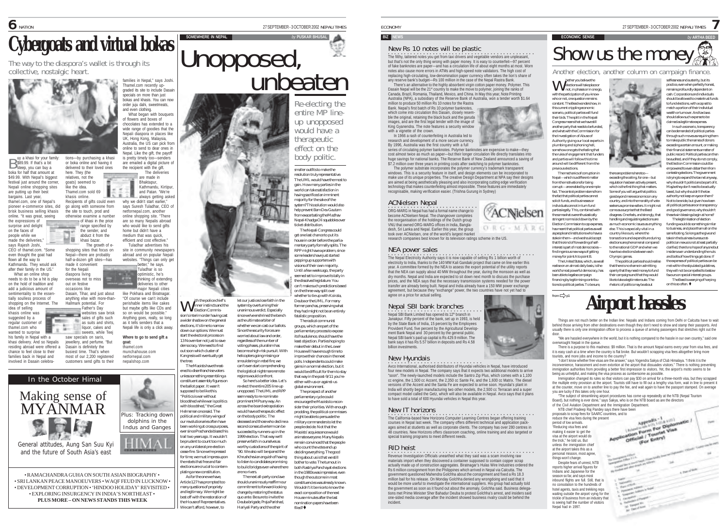# Cybergoats and virtual bokas

*The way to the diaspora's wallet is through its collective, nostalgic heart.*

Buy a khasi for your family: $89.99. If that's a bit steep, you can buy a boka for half that amount at $49.99. With Nepal's biggest festival just around the corner, Nepali online shopping sites are putting up their best bargains. Last year, thamel.com, one of Nepal's pioneer e-commerce sites, did brisk business selling khasis online. "It was great, seeing the expressions of surprise and delight on the faces of people while we made the deliveries," says Rajesh Joshi, CEO of thamel.com. "Some even thought the goat had flown all the way to Kathmandu. They would ask after that family in the US."

What an online shop needs to do to be a hit is play on the hold of tradition and add a judicious amount of sentimentality to the essentially soulless process of shopping on the Internet. The idea of selling khasis online was suggested by a regular customer of thamel.com who wanted to surprise his family in Nepal with a khasi delivery. And so Nepalis residing abroad were offered a chance to feel close to their families back in Nepal and involved in Dasain celebrations—by purchasing a khasi or boka online and having it delivered to their loved ones here. They (the relatives, not the goats) seemed to like the idea. Thamel.com sold 69 khasis online. Recipients of gifts could even go along with someone from the site to touch, prod and otherwise examine a number of khasi in the price range specified by the sender, and abduct it from the khasi bazar.

The growth of e-shopping sites that focus on Nepal—there are probably half-a-dozen gift sites—has made it convenient for the Nepali diaspora living overseas not to miss out on festive occasions like Dasain, Tihar, and just about anything else with more-than-Hallmark potential. For Father's Day websites saw brisk sales of gifts such as suits and shirts, liquor, cakes and sweets, while Teej saw specials on saris, jewellery, and perfume. "But Dasain is definitely the busiest time. That's when most of our 2,200 registered customers send gifts to their families in Nepal," says Joshi. Thamel.com recently upgraded its site to include Dasain specials on more than just bokas and khasis. You can now order juju dahi, sweetmeats, and even clothing.

What began with bouquets of flowers and boxes of chocolates has extended to a wide range of goodies that the Nepali diaspora in places like UK, Hong Kong, Malaysia, Australia, the US can pick from online to send to dear ones in Nepal. Like the gift, the payoff is pretty timely too—senders are emailed a digital picture of the recipient with the gift.

The deliveries are made in Bhaktapur, Kathmandu, Kirtipur, and Patan. "We're always getting asked why we didn't start earlier," says Suresh Tuladhar, CEO of netfornepal.com, another online shopping site. "There are so many Nepalis abroad who would like to send gifts home but didn't have a medium that was quick, efficient and cost effective."

Tuladhar advertises his site in community newspapers abroad and on popular Nepali websites. "Things can only get better," he says. Tuladhar is so optimistic, he's thinking of extending deliveries to other major Nepali cities like Pokhara and Biratnagar. "Of course we can't include perishable items like cakes but maybe gifts like CDs and so on would be possible." Anything goes, really, so long as it tells senders that a Nepali life is only a click away.

**Where to go to send gift a goat:**
thamel.com
munchahouse.com
netfornepal.com
nepalshop.com

## In the October Himal

### Making sense of MYANMAR

General attitudes, Aung San Suu Kyi and the future of South Asia's east

Plus: Tracking down dolphins in the Indus and Ganges

HIMAL

• RAMACHANDRA GUHA ON SOUTH ASIAN BIOGRAPHY • SRI LANKAN PEACE MANOEUVERS • WAQF FEUD IN LUCKNOW • DEVELOPMENT CORRUPTION • 'HINDOO HOLIDAY' REVISITED • EXPLORING INSURGENCY IN INDIA'S NORTHEAST •
**PLUS MORE – ON NEWS STANDS THIS WEEK**

---

SOMEWHERE IN NEPAL *by* PUSKAR BHUSAL

# Unopposed, unbeaten

*Re-electing the entire MP line-up unopposed would have a therapeutic effect on the body politic.*

With the police chief's inner instincts and the Election Commission's interim order having cast a wider shadow on the general elections, it's time to narrow down our options. We must start the electoral process on 13 November not just to save democracy. We need to find out soon which cluster of Kangresis will eventually get the tree.

The Maoists have threatened to disenfranchise voters unless something resembling a constituent assembly figures on the ballot paper. It wasn't supposed to be like this. "Politics is war without bloodshed while war is politics with bloodshed," the Great Helmsman once said. The political and military wings of our revolutionaries often have been working at cross purposes, ever since Prachanda blazed his trail two years ago. It wouldn't be prudent to count too much on any unilateral pre-election cease-fire. Since we're pressed for time, we must impress upon the rebels that free and fair elections are crucial to contemplating a new constitution.

As for the one we have, Article 127 has prompted too many questions of propriety and legitimacy. We might be best off with the restoration of the House of Representatives. We can't afford, however, to let our justices lose faith in the system by overturning their unanimous verdict. Especially since we've enshrined the bench as the ultimate arbiter of whether we can cast our ballots. Since the security forces are worried about law and order, regardless of the number of voting phases, pluralism has become a high-risk pursuit. With helicopters going missing or smouldering in rebel fire, we can't even start comprehending the logistical nightmare remote regions would confront.

So here's a better idea. Let's re-elect the entire 205 line-up unopposed. The UML and RPP seem ready to re-nominate prominent MPs any way. An across-the-board extrapolation would have a therapeutic effect on the body politic. The deceased and those who decline a second consecutive term can be succeeded by runners-up in the 1999 election. That way we'll preserve faith in ourselves as worthy custodians of the spirit of '90. We also will be spared the Khrushchevian anguish of having to listen to candidates promising to build bridges even where there are no rivers.

The next all-party conclave should unanimously reaffirm our commitment to forward-looking change by restoring the status quo ante. Be sure to invite the Deuba brigade, Praja Parishad, Hariyali Party and the other smaller outfits to make the resolution truly representative. The UML would have the most to gain. How many parties in the world can take satisfaction in having sacrificed an imminent majority for the sake of the system? This solution would also help prevent Bam Dev Gautam from reconstituting the Mahilwa Nepal-Khadga Oli squabbles over ticket distribution.

The Nepali Congress could get one last chance to put its house in order before the parliamentary party formally splits. The RPP might have a problem, since some leaders have just started pepping up supporters with visions of their own majority. Until a few weeks ago, the party seemed set to improve its tally in the dissolved legislature. You can't make such predictions based on the three-way split over whether to tie up with Koirala, Deuba or the UML. For many former panchas, preserving what they had might not be an entirely fatalistic proposition.

The radical communist groups, which are part of the parliamentary process to expose its fraudulence, should have the least objection. Parties hoping to make their debut in the Lower House will have enough time to improve their chances in the next polls. Independents could make gains in a normal election, but it would be difficult for them to stay that way in the post-9/11 you're-either-with-us-or-against-us global environment.

The prospect of another parliamentary cycle could encourage the Maoists to reconsider their priorities. With enough prodding, the political commissars might be able to persuade the military commanders to let the people decide. Not that the Maoists' acquiescence would animate everyone. Many Nepalis remain convinced that the people who count the votes end up deciding everything. The good thing about us is that we still bother to vote. The turnout in both Rastriya Panchayat elections in the 1980s was impressive, even though the outcome in most constituencies was already known. Wouldn't it be nice to know the exact composition of the next House minutes after the last nomination papers have been filed? ♦

---

BIZ NEWS

## New Rs 10 notes will be plastic

The filthy, tattered notes you get from taxi drivers and vegetable vendors are unpleasant, but that's not the only thing wrong with paper money. It is easy to counterfeit—97 percent of fake banknotes are paper—and has a circulation life of about eight months at most. Worn notes also cause more errors in ATMs and high-speed note validators. The high cost of replacing high-circulating, low-denomination paper currency often takes the lion's share of any reserve bank's budget—Rs 100 million in the case of the Nepal Rastra Bank.

There's an alternative to the highly absorbent virgin cotton paper money. Polymer. This Dasain Nepal will be the 21st country to make the move to polymer, joining the ranks of Canada, the US, Brazil, Romania, Thailand, Mexico, and China. In May this year, Note Printing Australia (NPA), a subsidiary of the Reserve Bank of Australia, won a tender worth $1.64 million to produce 50 million Rs 10 notes for the Rastra Bank. Nepal's first batch of Rs 10 polymer banknotes, which come into circulation this Dasain, closely resemble the original, retaining the black buck and the garuda images, and are the first legal tender with the image of King Gyanendra. The note features a security window with a vignette of the crown.

In 1966 a rash of counterfeiting in Australia led to research and development of a more secure currency. By 1996, Australia was the first country with a full series of circulating polymer banknotes. Polymer banknotes are expensive to make—they cost almost twice as much as paper—but their longer circulation life directly translates into huge savings for national banks. The Reserve Bank of New Zealand announced a saving of $7.2 million over three years in printing costs after switching to polymer banknotes.

The polymer substrate incorporates the polymer currency's trademark transparent windows. This is a security feature in itself, and design elements can be incorporated to make use of its unique properties. The creative Design Department at NPA say their designs are aimed at being aesthetically pleasing and also incorporating cutting edge verification technology that makes counterfeiting almost impossible. These features are immediately recognisable, making verification easier. (Trishna Gurung in Sydney)

## ACNielsen Nepal

ORG-MARG in Nepal has had a formal name change to become ACNielsen Nepal. The changeover completes the reorganisation of the holdings of the Dutch group VNU that owned ORG-MARG offices in India, Bangladesh, Sri Lanka and Nepal. Earlier this year, the group took over ACNielsen, one of the world's largest market research companies best known for its television ratings scheme in the US.

## NEA power sales

The Nepal Electricity Authority says it is now capable of selling Rs 1 billion worth of electricity to India, thanks to the 140 MW Kali Gandaki project that came on line earlier this year. A committee formed by the NEA to assess the export potential of the utility reports that the NEA can supply about 40 MW throughout the year, during the monsoon as well as dry months. Nepal and India are expected to sit down next month to discuss the purchase prices, and the NEA says that the necessary transmission systems needed for the power transfer are already being built. Nepal and India already have a 150 MW power exchange agreement, but because they "exchange" power, the two countries have not yet had to agree on a price for actual selling.

## Nepal SBI bank branches

Nepal SBI Bank Limited has opened its 12th branch in Janakpur. Fifty percent of the bank, set up in 1993, is held by the State Bank of India, 15 percent by the Employees Provident Fund, five percent by the Agricultural Development Bank Nepal and 30 percent by the general public. Nepal SBI bank's paid up capital is Rs 429.9 million. The bank says it has Rs 5.57 billion in deposits and Rs 4.58 billion investments.

## New Hyundais

Avco International, authorised distributors of Hyundai vehicles in Nepal, have introduced four new models in Nepal. The company says that it expects two additional models to arrive "soon". The newly-launched models include the Santro Zip Plus, which comes with a 1,100 cc engine, the 1,500 cc Accent, the 2,350 cc Sante Fe, and the 1,600 cc Matrix. The diesel versions of the Accent and the Santa Fe are expected to arrive soon. Hyundai's plant in India will shortly begin manufacturing two other models, the 2,500 cc Terracan and a super compact model called the Getz, which will also be available in Nepal. Avco says that it plans to have sold a total of 600 Hyundai vehicles in Nepal this year.

## New IT horizons

The California-based New Horizons Computer Learning Centres began offering training courses in Nepal last week. The company offers different technical and application packages aimed at students as well as corporate clients. The company has over 280 centres in 48 countries. New Horizons offers classroom coaching, online training and also targeted or special training programs to meet different needs.

## RID heist

Revenue Investigation Officials unearthed what they said was a scam involving raw materials import when they discovered a container supposed to contain copper scrap actually made up of construction aggregates. Biratnagar's Hulas Wire Industries ordered the Rs 6 million consignment from the Philippines which arrived in Nepal via Calcutta. The government questioned Mahendra Golchha about the consignment and fixed a Rs 18.3 million bail for his release. On Monday Golchha denied any wrongdoing and said that it would be more useful to investigate the international suppliers. His group had actually told the government as soon as it found out about the anomaly, Golchha said. Business delegations met Prime Minister Sher Bahadur Deuba to protest Golchha's arrest, and insiders said one-sided media coverage after the incident showed business rivalry could be behind the incident.

---

ECONOMIC SENSE *by* ARTHA BEED

# Show us the money

*Another election, another column on campaign finance.*

Whether you believe the elections will take place or not, in phases or in one go, with the participation of you-know-who or not, one question remains constant. The Beed wonders how, in this current crippling economic scenario, political parties will fund their bids. The split in the Nepali Congress means that we have still another party that needs to be funded, and what with the Commission for the Investigation of Abuse of Authority giving our local experts in plumbing and siphoning hell, somehow one gets the feeling that the rules of engagement that funders and parties will follow this time around will be different from the previous elections.

The mechanics of corruption in Nepal—which is a different matter from the motives to order corrupt—are enabled by one simple fact. The central problem stems from the fact that political parties cannot solicit funds, and businesses or individuals cannot in turn fund parties legally. This, combined with the somewhat overenthusiastically stringent norms laid down by the Election Commission to cap expenses, has meant that political parties as well as people and institutions who have a stake in them—and we should accept that this kind of forwarding of self-interest is part of most democracies—find ingenious new ways of getting money for point A to point B.

The United States, which, as we all realise on an almost daily basis, is the world's most powerful democracy, has been able to legalise campaign financing by legitimising contributions to political parties. To be sure, there are problems here too—exceeding the ceiling, for one—but regulation has been actively present, which is the first thing that matters. Some of you will argue that politics goes beyond investment or size in any country, and into the morality of vote-seekers as promise sellers. It might not come as a surprise that the Beed disagrees. One feels, and strongly, that handling and regulating elections are as much economic issues as anything else. This is especially vital in a country like ours, where the transactions and expenditure during elections are phenomenal compared to the national GDP and when we have two elections between each Olympic games.

The political parties should realise that there is no shame in admitting openly that they need money to fund their campaigns and that they would like to take legitimate routes. The rhetoric of politics may be about selflessness and austerity, but its practice, even when perfectly honest, remains profoundly dependent on cash. Corporations and individuals should be allowed to create trust funds to fund elections, with a cap set to match a portion of their individual wealth or turnover. And tax laws should allow such expenses to be claimed as legitimate expenses.

In such a scenario, transparency can be demanded of political parties through such moves as requiring them to make public the names of donors exceeding a certain amount, or making their financial statements a matter of public record. Political parties can then be audited, and if they do not comply, the Election Commission could be empowered to even debar them from contesting elections. The government is trying to expand the tax net anyway, why shouldn't political parties be part of it. Maybe they don't need to be actually taxed, but why should it the tax authority not keep an eye on them? Not to be snide, but given how keen all political parties are on transparency and good governance, why shouldn't these twin blessings begin at home?

The legitimisation of election funding would do something similar to business, and place them all on the same footing. So long as they give and take in the business-bureaucrat-politician nexus is not at least partially clarified, there's no hope of anyone but insiders ever understanding the nuts and bolts of how things get done. If the expenses of political parties can be met within the stipulated guidelines, they will not be compelled to bestow favours on special interest groups.

The Beed is wearying of harping on this so often. ♦

---

# Airport hassles

from ⇨ p1

Things are not much better on the Indian line: Nepalis and Indians coming from Delhi or Calcutta have to wait behind those arriving from other destinations even though they don't need to show and stamp their passports. And usually there is only one immigration officer to process a queue of arriving passengers that stretches right out the door.

"We are hassled everywhere in the world, but it is nothing compared to the hassle in our own country," said one overwrought Nepali in the queue.

There is a purpose to this madness: $9 million. That is the amount Nepal earns every year from visa fees, and it is easy cash at a time when the country is flat broke. But wouldn't scrapping visa fees altogether bring more tourists, and more jobs and income to the country?

"I don't know whether free visas are the answer," says Yogendra Sakya of Club Himalaya. "I think it is the inconvenience, harassment and even extortion at the airport that dissuades visitors." There is nothing preventing immigration authorities from providing a better first impression to visitors. Yet, the airport's motto seems to be being as unhelpful, and making the visa process as cumbersome as possible.

Immigration changed its rules so that visitors can pay $30 on arrival for a three-month visa, but they scrapped the multiple entry provision at the airport. Tourists still have to fill out a lengthy visa form, wait in line to present it at the counter, move on to another line to pay the fee, and wait again to have the passport stamped. On average you are lucky if this takes only one hour.

"The subject of streamlining airport procedures has come up repeatedly at the NTB (Nepal Tourism Board), but nothing is ever done," says Sakya, who is on the NTB board as are the directors of the Civil Aviation Department and the Immigration Department.

NTB chief Pradeep Raj Pandey says there have been proposals to scrap fees for SAARC countries, and to reduce the visa fees during the present period of low arrivals. "Reducing visa fees and making it easier to get the visa at the airport would do the trick," he told us. But unless the immigration chief at the airport takes this as a personal mission, most agree, things won't change.

Despite fears of unrest, NTB reports higher arrival figures for Indians and Japanese for the season so far, and says most inbound flights are full. Still, that is no consolation to the hundreds of hotel agents, taxis and trekking reps waiting outside the airport vying for the trickle of business from an industry that is seeing half the number of visitors Nepal had in 1997.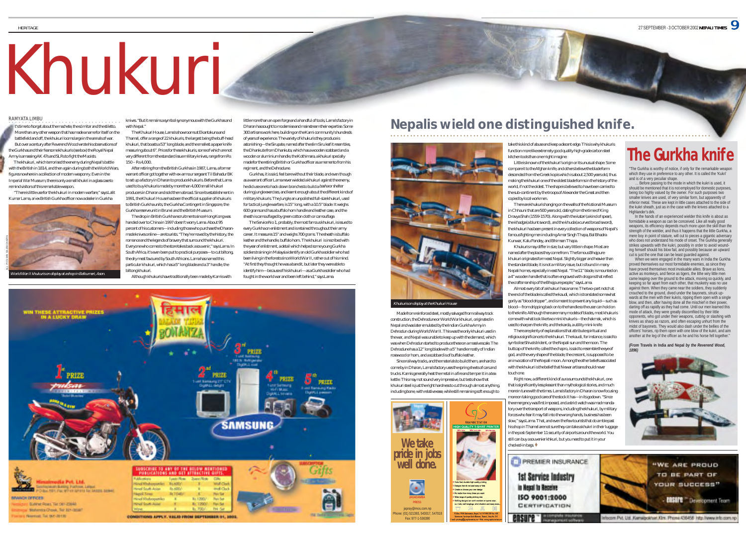# Khukuri

## Nepalis wield one distinguished knife.

RAMYATA LIMBU

It's time to forget about the machete, the scimitar and the stiletto. More than any other weapon that has made a name for itself on the battlefield and off, the khukuri looms large in the annals of war.

But over a century after Reverend Wood wrote his observations of the Gurkhas and their fearsome khukuris (see box) the Royal Nepal Army is amassing AK 47s and SLRs to fight the Maoists.

The khukuri, which terrorised the enemy during Nepal's battle with the British in 1814, and then again during both the World Wars, figures nowhere in a collection of modern weaponry. Even in the Imperial War Museum, there is only a small khukri in a glass case to remind visitors of this remarkable weapon.

"There is little use for the khukuri in modern warfare," says Lalit Kumar Lama, an ex British Gurkha officer now a dealer in Gurkha knives. "But it remains a symbol synonymous with the Gurkhas and with Nepal."

The Khukuri House, Lama's showroom at Ekantakuna and Thamel, offer a range of 22 khukuris, the largest being the buff-head khukuri, that boasts a 53" long blade, and the smallest a paper knife measuring about 6". Prices for these khukuris, some of which are not very different from the standard issue military knives, range from Rs 150 – Rs 4,000.

After retiring from the British Gurkhas in 1987, Lama, a former warrant officer got together with ex-armour sergeant Til Bahadur BK to set up a factory in Dharan to produce khukuris. Before that Lama used to buy khukuris made by more than 4,000 small khukuri producers in Dharan and sold them abroad. Since its establishment in 1991, the Khukuri House has been the official supplier of khukuris to British Gurkha units, the Gurkha Contingent in Singapore, the Gurkha reserve unit in Brunei and the British Museum.

The drop in British Gurkha recruitments since Hong Kong was handed over to China in 1997 doesn't worry Lama. About 95 percent of his customers—including those who purchase the Dharan-made knives online—are tourists. "They're moved by the history, the romance and the legends of bravery that surround the khukuri. Everyone who comes to the store takes back a souvenir," says Lama. In South Africa, it's even been put to practical purposes—to cut biltong, the dry meat favoured by South Africans. Lama has named this particular khukuri, which has a 5" long blade and a 3" handle, the biltong khukuri.

*World War II khukuris on display at a shop in Balkumari, Asan.*

Although khukuris have traditionally been made by Kamis with little more than an open forge and a handful of tools, Lama's factory in Dharan has sought to modernise and mainstream their expertise. Some 300 artisans work here, building on the Kami community's hundreds of years of experience. The variety of khukuris they produce is astonishing—the Sirupate, named after the slim Siru leaf it resembles, the Dhankute from Dhankuta, which has a wooden scabbard and a wooden or aluminium handle, the Kothimera, a khukuri specially made for the retiring British or Gurkha officer as a memento from his regiment, and the Dehradune.

Gurkhas, it is said, feel bare without their blade, and even though as a warrant officer Lama never wielded a khukuri against the enemy, he did use one to hack down branches to build a *basha* or shelter during jungle exercises, and learnt enough about the different kinds of military khukuris. The *Jungle*, an unpolished full-size khukuri, used for tactical jungle warfare, is 15" long, with a 10.5" blade. It weighs 600 grams and has a buffalo horn handle and leather case, and the sheath is camouflaged by green cotton cloth or camouflage.

The Service No 1, probably, the most famous khukuri, is issued to every Gurkha on enlistment and is retained throughout their army career. It measures 15" and weighs 700 grams. The sheath is buffalo leather and the handle, buffalo horn. The khukuri is inscribed with the year of enlistment, a detail which helped some young Gurkha soldiers training in Malaysia identify an old Gurkha soldier who had been living in the forests since World War II, rather out of his mind. "At first they thought he was a bandit, but later they were able to identify him—because of his khukuri—as a Gurkha soldier who had fought in the world war and been left behind," says Lama.

*Khukuris on display at the Khukuri House*

Made from reinforced steel, mostly salvaged from railway track construction, the Dehradune or World War khukuri, originated in Nepal and was later emulated by the Indian Gurkha Army in Dehradun during World War II. This was the only khukuri used in the war, and Nepal was unable to keep up with the demand, which was when Dehradun started to produce these on a massive scale. The Dehradune has a 12" long blade with a 5" handle mostly of Indian rosewood or horn, and a scabbard is of buffalo leather.

Since railway tracks, and the materials to build them, are hard to come by in Dharan, Lama's factory uses the spring sheets of cars and trucks. Kamis generally heat the metal in a fire and temper it in a tea kettle. This may not sound very impressive, but tests show that khukuri steel is just the right hardness to cut through almost anything, including bone, with relative ease, while still remaining soft enough to take this kind of abuse and keep a decent edge. This is why khukuris function more like extremely good quality high-grade carbon steel kitchen tools than one might imagine.

Little is known of the khukuri's origin or its unusual shape. Some compare it to the Afghan knife, and others believe the blade form descended from the Greek kopis which is about 2,500 years old, thus making the khukuri one of the oldest blade forms in the history of the world, if not the oldest. The shape is believed to have been carried to the sub-continent by the troops of Alexander the Great and then copied by local workmen.

There are khukuris hanging on the walls of the National Museum in Chhauni that are 500 years old, dating from the time of King Drawya Shah (1559-1570). Along with the *katari* (a kind of spear), the *khadga* (a blunt sword), and the *khunda* (a curved broad sword), the khukuri has been present in every collection of weapons of Nepal's famous fighting men including Amar Singh Thapa, Bal Bhadra Kunwar, Kalu Pandey, and Bhimsen Thapa.

Khukuris may differ in size, but vary little in shape. Most are named after the places they come from. The famous Bhojpure khukuri originates form east Nepal. Slightly bigger and heavier than the standard blade, it is not a military issue, but is found in many Nepali homes, especially in east Nepal. "The 11" blade, is mounted on a 4" wooden handle that is often engraved with dragons that reflect the craftsmanship of the Bhojpure people," says Lama.

Almost every bit of a khukuri has a name. The two-part notch at the end of the blade is called the kaudi, which is translated somewhat gorily as "blood dripper", and is meant to prevent any liquid—such as blood—from dripping back on to the handle so the user can hold on to the knife. Although there are many models of blades, most khukuris come with what look like two mini khukuris—the chakmak, which is used to sharpen the knife, and the karda, a utility mini-knife.

There are plenty of explanations that attribute spiritual and religious significance to the khukuri. The kaudi, for instance, is said to symbolise Shiva's trident, or the Nepali sun and the moon. The buttcap of the knife, called the chapro, is said to resemble the eye of god, and the very shape of the blade, the crescent, is supposed to be an invocation of the Nepali moon. Among the other beliefs associated with the khukuri is the belief that Newar artisans should never touch one.

Right now, a different kind of aura surrounds the khukuri, one that is significantly less pleasant than mythological stories, and much more in tune with the times. Lama's factory in Dharan is now focusing more on taking good care of the stock it has—in its godown. "Since the emergency was first imposed, and a strict watch was made mandatory over the transport of weapons, including the khukuri, by military forces who fear it may fall into the wrong hands, business has been slow," says Lama. That, and even the few tourists that do amble past his shop in Thamel are not sure they can take a khukri in their luggage in the post-September 11 security of airports around the world. You still can buy a souvenir khkuri, but you need to put it in your checked-in bags. ♦

## The Gurkha knife

"The Gurkha is worthy of notice, if only for the remarkable weapon which they use in preference to any other. It is called the 'Kukri' and is of a very peculiar shape.

... Before passing to the mode in which the kukri is used, it should be mentioned that it is not employed for domestic purposes, being too highly valued by the owner. For such purposes two smaller knives are used, of very similar form, but apparently of inferior metal. These are kept in little cases attached to the side of the kukri sheath, just as in the case with the knives attached to a Highlander's dirk.

In the hands of an experienced wielder this knife is about as formidable a weapon as can be conceived. Like all really good weapons, its efficiency depends much more upon the skill than the strength of the wielder, and thus it happens that the little Gurkha, a mere boy in point of stature, will cut to pieces a gigantic adversary who does not understand his mode of onset. The Gurkha generally strikes upwards with the kukri, possibly in order to avoid wounding himself should his blow fail, and possibly because an upward cut is just the one that can be least guarded against.

When we were engaged in the many wars in India the Gurkha proved themselves our most formidable enemies, as since they have proved themselves most invaluable allies. Brave as lions, active as monkeys, and fierce as tigers, the lithe wiry little men came leaping over the ground to the attack, moving so quickly, and keeping so far apart from each other, that musketry was no use against them. When they came near the soldiers, they suddenly crouched to the ground, dived under the bayonets, struck upwards at the men with their kukris, ripping them open with a single blow, and then, after having done all the mischief in their power, darting off as rapidly as they had come. Until our men learned this mode of attack, they were greatly discomfited by their little opponents, who got under their weapons, cutting or slashing with knives as sharp as razors, and often escaping unhurt from the midst of bayonets. They would also dash under the bellies of the officers' horses, rip them open with one blow of the kukri, and aim another at the leg of the officer as he and his horse fell together."

***(From Travels in India and Nepal by the Reverend Wood, 1896)***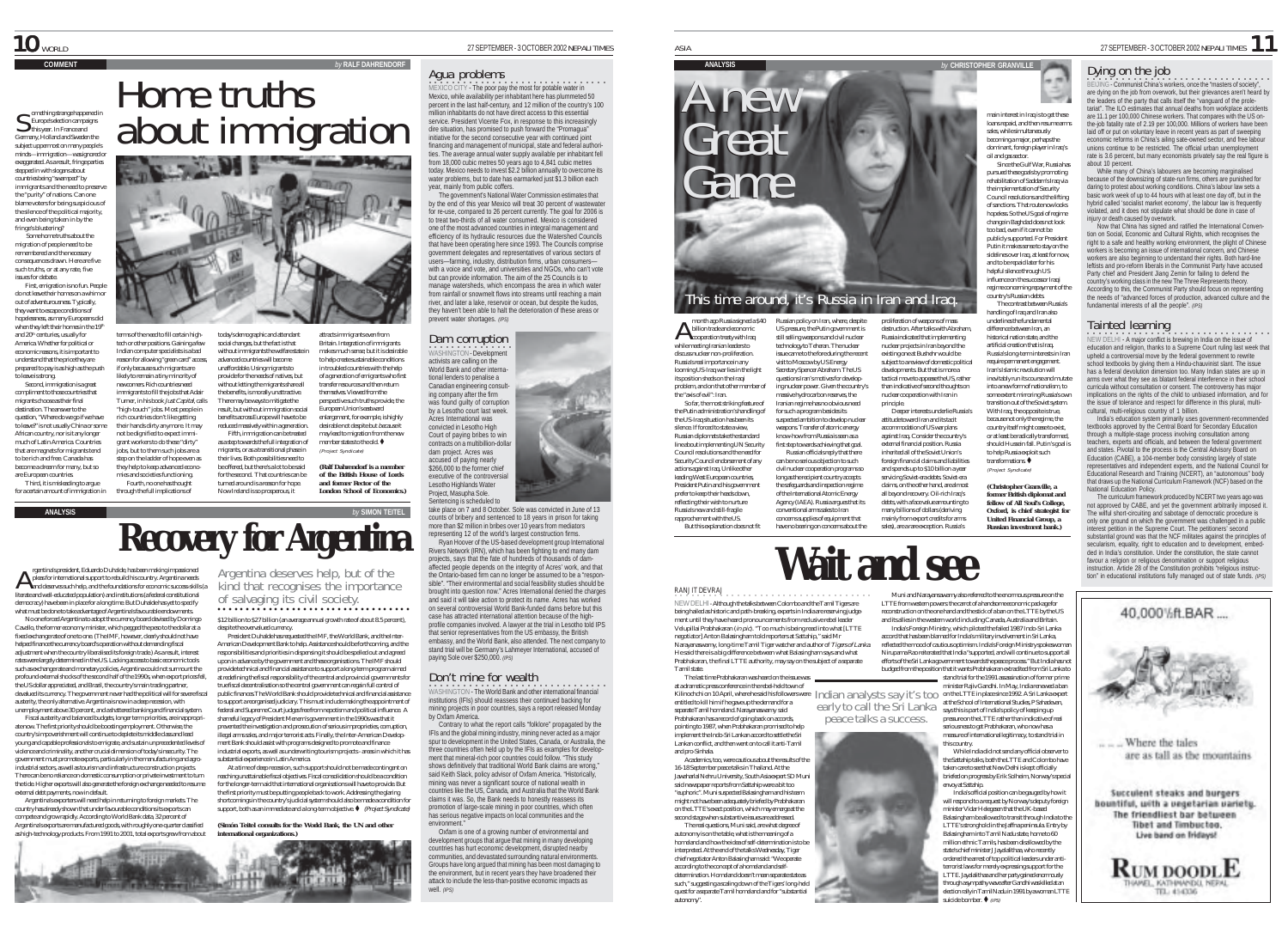COMMENT

*by* **RALF DAHRENDORF**

# Home truths about immigration

Something strange happened in Europe's election campaigns this year. In France and Germany, Holland and Sweden the subject uppermost on many people's minds—immigration—was ignored or exaggerated. As a result, fringe parties stepped in with slogans about countries being "swamped" by immigrants and the need to preserve the "purity" of nations. Can one blame voters for being suspicious of the silence of the political majority, and even being taken in by the fringe's bluster?

Some home truths about the migration of people need to be remembered and the necessary consequences drawn. Here are five such truths, or at any rate, five issues for debate.

First, emigration is no fun. People do not leave their homes on a whim or out of adventurousness. Typically, they want to escape conditions of hopelessness, as many Europeans did when they left their homes in the 19th and 20th centuries, usually for America. Whether for political or economic reasons, it is important to understand that the price they are prepared to pay is as high as the push to leave is strong.

Second, immigration is a great compliment to those countries that migrants choose as their final destination. The answer to the question, "Where do we go if we have to leave?" is not usually China or some African country, nor is it any longer much of Latin America. Countries that are magnets for migrants tend to be rich and free. Canada has become a dream for many, but so are European countries.

Third, it is misleading to argue for a certain amount of immigration in terms of the need to fill certain high-tech or other positions. Gaining a few Indian computer specialists is a bad reason for allowing "green card" access, if only because such migrants are likely to remain a tiny minority of newcomers. Rich countries need immigrants to fill the jobs that Adair Turner, in his book *Just Capital*, calls "high-touch" jobs. Most people in rich countries don't like getting their hands dirty anymore. It may not be dignified to expect immigrant workers to do these "dirty" jobs, but to them such jobs are a step on the ladder of hope even as they help to keep advanced economies and societies functioning.

Fourth, no one has thought through the full implications of today's demographic and attendant social changes, but the fact is that without immigrants the welfare state in advanced countries will become unaffordable. Using migrants to provide for the needs of natives, but without letting the migrants share all the benefits, is morally unattractive. There may be ways to mitigate the result, but without immigration social benefits across Europe will have to be reduced massively within a generation.

Fifth, immigration can be treated as a step towards the full integration of migrants, or as a transitional phase in their lives. Both possibilities need to be offered, but there's a lot to be said for the second. That countries can be turned around is a reason for hope. Now Ireland is so prosperous, it attracts immigrants even from Britain. Integration of immigrants makes much sense, but it is desirable to help create a stable middle class in troubled countries with the help of a generation of emigrants who first transfer resources and then return themselves. Viewed from the perspective of such truths provide, the European Union's eastward enlargement, for example, is highly desirable not despite but because it may lead to migration from the new member states to the old. ♦ *(Project Syndicate)*

**(Ralf Dahrendorf is a member of the British House of Lords and former Rector of the London School of Economics.)**

ANALYSIS

*by* **SIMON TEITEL**

# Recovery for Argentina

Argentina's president, Eduardo Duhalde, has been making impassioned pleas for international support to rebuild his country. Argentina needs and deserves such help, and the foundations for economic success (skills, a literate and well-educated population) and institutions (a federal constitutional democracy) have been in place for a long time. But Duhalde has yet to specify what must be done to take advantage of Argentina's favourable endowments.

No one forced Argentina to adopt the currency board devised by Domingo Cavallo, the former economy minister, which pegged the peso to the dollar at a fixed exchange rate of one to one. (The IMF, however, clearly should not have helped finance the currency board's operation without demanding fiscal adjustment when the country's liberal credit to foreign trade.) As a result, interest rates were largely determined in the US. Lacking access to basic economic tools such as exchange rate and monetary policies, Argentina could not surmount the profound external shocks of the second half of the 1990s, when export prices fell, the US dollar appreciated, and Brazil, the country's main trading partner, devalued its currency. The government never had the political will for severe fiscal austerity, the only alternative. Argentina is now in a deep recession, with unemployment above 20 percent, and a shattered banking and financial system.

Fiscal austerity and balanced budgets, longer term priorities, are inappropriate now. The first priority should be boosting employment. Otherwise, the country's impoverishment will continue to deplete its middle class and lead young and capable professionals to emigrate, and sustain unprecedented levels of violence and criminality, another crucial dimension of today's insecurity. The government must promote exports, particularly in the manufacturing and agro-industrial sectors, as well as tourism and infrastructure construction projects. There can be no reliance on domestic consumption or private investment to turn the tide. Higher exports will also generate the foreign exchange needed to resume external debt payments, now in default.

Argentina's exporters will need help in returning to foreign markets. The country has already shown that under favourable conditions its exports can compete worldwide very ably. According to World Bank data, 32 percent of Argentina's exports are manufactured goods, with roughly one-quarter classified as high-technology products. From 1991 to 2001, total exports grew from about $12 billion to $27 billion (an average annual growth rate of about 8.5 percent), despite the overvalued currency.

President Duhalde has requested that IMF, the World Bank, and the Inter-American Development Bank to help. Assistance should be forthcoming, and the responsibilities and priorities in dispensing it should be spelled out and agreed upon in advance by the government and these organisations. The IMF should provide technical and financial assistance to support a long-term programme aimed at redefining the fiscal responsibility of the central and provincial governments for the fiscal decentralisation so the central government can regain full control of public finances. The World Bank should provide technical and financial assistance to support a reorganised judiciary. This must include making the appointment of federal and Supreme Court judges free from nepotism and political influence. A shameful legacy of President Menem's government in the 1990s was that it prevented the investigation and prosecution of serious improprieties, corruption, illegal arms sales, and major terrorist acts. Finally, the Inter-American Development Bank should assist with programs designed to promote and finance industrial exports, as well as underwriting tourism projects—areas in which it has substantial experience in Latin America.

At a time of deep recession, such support should not be made contingent on reaching unattainable fiscal objectives. Fiscal consolidation should be a condition for the longer-term aid that international organisations will have to provide. But the first priority must be putting people back to work. Addressing the glaring shortcomings in the country's judicial system should also be made a condition for support, both as an immediate and a long-term objective. ♦ *(Project Syndicate)*

**(Simón Teitel consults for the World Bank, the UN and other international organizations.)**

## Argentina deserves help, but of the kind that recognises the importance of salvaging its civil society.

## Agua problems

MEXICO CITY - The poor pay the most for potable water in Mexico, while availability per inhabitant here has plummeted 50 percent in the last half-century, and 12 million of the country's 100 million inhabitants do not have direct access to this essential service. President Vicente Fox, in response to this increasingly dire situation, has promised to push forward the "Promagua" initiative for the second consecutive year with continued joint financing and management of municipal, state and federal authorities. The average annual water supply available per inhabitant fell from 18,000 cubic metres 50 years ago to 4,841 cubic metres today. Mexico needs to invest $2.2 billion annually to overcome its water problems, but to date has earmarked just $1.3 billion each year, mainly from public coffers.

The government's National Water Commission estimates that by the end of this year Mexico will treat 30 percent of wastewater for re-use, compared to 26 percent currently. The goal for 2006 is to treat two-thirds of all water consumed. Mexico is considered one of the most advanced countries in integral management and efficiency of its hydraulic resources due the Watershed Councils that have been operating here since 1993. The Councils comprise government delegates and representatives of various sectors of users—farming, industry, distribution firms, urban consumers—with a voice and vote, and universities and NGOs, who can't vote but can provide information. The aim of the 25 Councils is to manage watersheds, which encompass the area in which water from rainfall or snowmelt flows into streams until reaching a main river, and later a lake, reservoir or ocean, but despite the kudos, they haven't been able to halt the deterioration of these areas or prevent water shortages. (IPS)

## Dam corruption

WASHINGTON - Development activists are calling on the World Bank and other international lenders to penalise a Canadian engineering consulting company after the firm was found guilty of corruption by a Lesotho court last week. Acres International was convicted in Lesotho High Court of paying bribes to win contracts on a multibillion-dollar dam project. Acres was accused of paying nearly $266,000 to the former chief executive of the controversial Lesotho Highlands Water Project, Masupha Sole. Sentencing is scheduled to take place on 7 and 8 October. Sole was convicted in June of 13 counts of bribery and sentenced to 18 years in prison for taking more than $2 million in bribes over 10 years from mediators representing 12 of the world's largest construction firms.

Ryan Hoover of the US-based development group International Rivers Network (IRN), which has been fighting to end many dam projects, says that the fate of hundreds of thousands of dam-affected people depends on the integrity of Acres' work, and that the Ontario-based firm can no longer be assumed to be a "responsible". Their environmental and social feasibility studies should be brought into question now." Acres International denied the charges and said it will take action to protect its name. Acres has worked on several controversial World Bank-funded dams before but this case has attracted international attention because of the high-profile companies involved. A lawyer at the trial in Lesotho told IPS that senior representatives from the US embassy, the British embassy, and the World Bank, also attended. The next company to stand trial will be Germany's Lahmeyer International, accused of paying Sole over $250,000. (IPS)

## Don't mine for wealth

WASHINGTON - The World Bank and other international financial institutions (IFIs) should reassess their continued backing for mining projects in poor countries, says a report released Monday by Oxfam America.

Contrary to what the report calls "folklore" propagated by the IFIs and the global mining industry, mining never acted as a major spur to development in the United States, Canada, or Australia, the three countries often held up by the IFIs as examples for development that mineral-rich poor countries could follow. "This study shows definitively that traditional World Bank claims are wrong," said Keith Slack, policy advisor of Oxfam America. "Historically, mining was never a significant source of national wealth in countries like the US, Canada, and Australia that the World Bank claims it was. So, the Bank needs to honestly reassess its promotion of large-scale mining in poor countries, which often has serious negative impacts on local communities and the environment."

Oxfam is one of a growing number of environmental and development groups that argue that mining in many developing countries has hurt economic development, disrupted nearby communities, and devastated surrounding natural environments. Groups have long argued that mining has been most damaging to the environment, but in recent years they have broadened their attack to include the less-than-positive economic impacts as well. (IPS)

ANALYSIS

*by* **CHRISTOPHER GRANVILLE**

# A new Great Game

## This time around, it's Russia in Iran and Iraq.

A month ago Russia signed a $40 billion trade and economic cooperation treaty with Iraq while meeting Iranian leaders to discuss nuclear non-proliferation. Russia's real importance in any looming US-Iraq war lies in the light its position sheds on the Iraqi problem, and on that of other member of the "axis of evil": Iran.

So far, the most striking feature of the Putin administration's handling of the US-Iraq situation has been its silence. If forced to state a view, Russian diplomats take the standard line about a multilateral UN Security Council resolutions and the need for Security Council endorsement of any actions against Iraq. Unlike other leading West European countries, President Putin and his government prefer to keep their heads down, reflecting their wish to nurture Russia's new and still-fragile rapprochement with the US.

But this explanation does not fit Russian policy on Iran, where, despite US pressure, the Putin government is still selling weapons and civil nuclear technology to Tehran. The nuclear issue came to the fore during the recent visit to Moscow by US Energy Secretary Spencer Abraham. The US questions Iran's motives for developing nuclear power. Given the country's massive hydrocarbon reserves, the Iranian regime has no obvious need for such a program and besides is suspected ambitions to develop nuclear weapons. Transfer of atomic energy know-how from Russia is seen as a first step towards achieving that goal.

Russian officials reply that there can be no serious objection to such civil nuclear cooperation programs so long as the recipient country accepts the safeguards and inspection regime of the International Atomic Energy Agency (IAEA). Russia argues that its conventional arms sales to Iran concerns supplies of equipment that have no bearing on concerns about the proliferation of weapons of mass destruction. After talks with Abraham, Russia indicated that in implementing nuclear projects in Iran beyond the existing one at Bushehr would be subject to a review of domestic political developments. But that is no more a tactical move to appease the US, rather than indicative of second thoughts on nuclear cooperation with Iran in principle.

Deeper interests underlie Russia's attitude toward Iran and its tacit accommodation of US war plans against Iraq. Consider the country's external financial position. Russia inherited all of the Soviet Union's foreign financial claims and liabilities and spends up to $10 billion a year servicing Soviet-era debts. Soviet-era claims, on the other hand, are almost all beyond recovery. Oil-rich Iraq's debts, with a face value amounting to many billions of dollars (deriving mainly from export credits for arms sales), are an exception. Russia's main interest in Iraq is to get these loans repaid, and then resume arms sales, while simultaneously becoming a major, perhaps the dominant, foreign player in Iraq's oil and gas sector.

Since the Gulf War, Russia has pursued these goals by promoting rehabilitation of Saddam's Iraq via the implementation of Security Council resolutions and the lifting of sanctions. That route now looks hopeless. So the US goal of regime change in Baghdad does not look too bad, even if it cannot be publicly supported. For President Putin it makes sense to stay on the sidelines over Iraq, at least for now, and to be repaid later for his helpful silence through US influence on the successor Iraqi regime concerning repayment of the country's Russian debts.

The contrast between Russia's handling of Iraq and Iran also underlines the fundamental difference between Iran, an historical nation state, and the artificial creation that is Iraq. Russia's long term interests in Iran require permanent engagement. Iran's Islamic revolution will inevitably run its course and mutate into a new form of nationalism, to some extent mirroring Russia's own transition out of the Soviet system. With Iraq, the opposite is true, because not only the regime, the country itself might cease to exist, or at least be radically transformed, should Hussein fall. Putin's goal is to help Russia exploit such transformations. ♦ *(Project Syndicate)*

**(Christopher Granville, a former British diplomat and fellow of All Soul's College, Oxford, is chief strategist for United Financial Group, a Russian investment bank.)**

# Wait and see

RANJIT DEVRAJ

NEW DELHI - Although the talks between Colombo and the Tamil Tigers are being hailed as historic and path-breaking, experts in India are reserving judgement until they have heard pronouncements from reclusive rebel leader Velupillai Prabhakaran *(in pic)*. "Too much is being read into what [LTTE negotiator] Anton Balasingham told reporters at Sattahip," said Mr Narayanaswamy, long-time Tamil Tiger watcher and author of *Tigers of Lanka*. He said there is a big difference between what Balasingham says and what Prabhakaran, the final LTTE authority, may say on the subject of a separate Tamil state.

The last time Prabhakaran was heard on the issue was at a dramatic press conference in the rebel-held town of Kilinochchi on 10 April, where he said his followers were entitled to kill him if he gave up the demand for a separate Tamil homeland. Narayanaswamy said Prabhakaran has a record of going back on accords, pointing to 1987, when Prabhakaran promised to help implement the Indo-Sri Lankan accord to settle the Sri Lankan conflict, and then went on to call it anti-Tamil and pro-Sinhala.

Academics, too, were cautious about the results of the 16-18 September peace talks in Thailand. At the Jawaharlal Nehru University, South Asia expert SD Muni said newspaper reports from Sattahip were a bit too "euphoric". Muni suspected Balasingham and his team might not have been adequately briefed by Prabhakaran on the LTTE's exact position, which may emerge at the second stage when substantive issues are addressed.

The real questions, Muni said, are what degree of autonomy is on the table, what is the meaning of a homeland and how the idea of self-determination is to be interpreted. At the end of the talks Wednesday, Tiger chief negotiator Anton Balasingham said: "We operate according to the concept of a homeland and self-determination. Homeland doesn't mean separate state as such," suggesting a scaling down of the Tigers' long-held quest for a separate Tamil homeland and for "substantial autonomy".

Muni and Narayanaswamy also referred to the enormous pressure on the LTTE from western powers, the carrot of a handsome economic package for reconstruction on the one hand and the stick of a ban on the LTTE by the US and its allies in the western world including Canada, Australia and Britain.

India's Foreign Ministry, which piloted the failed 1987 Indo-Sri Lanka accord that has been blamed for India's military involvement in Sri Lanka, reflected the mood of cautious optimism. India's Foreign Ministry spokeswoman Nirupama Rao reiterated that India "supported, and will continue to support all efforts of the Sri Lanka government towards the peace process." But India has not budged from the position that it wants Prabhakaran extradited from Sri Lanka to stand trial for the 1991 assassination of former prime minister Rajiv Gandhi. In May, India renewed a ban on the LTTE in place since 1992. A Sri Lanka expert at the School of International Studies, P Sahadevan, says this is part of India's policy of keeping up pressure on the LTTE rather than indicative of real seriousness to get Prabhakaran, who now has a measured international legitimacy, to stand trial in this country.

While India did not send any official observer to the Sattahip talks, both the LTTE and Colombo have taken care to see that New Delhi is kept officially briefed on progress by Erik Solheim, Norway's special envoy at Sattahip.

India's official position can be gauged by how it will respond to a request by Norway's deputy foreign minister Vidar Helgesen that the UK-based Balasingham be allowed to transit through India to the LTTE's stronghold in the Jaffna peninsula. Entry by Balasingham into Tamil Nadu state, home to 60 million ethnic Tamils, has been disallowed by the state chief minister J Jayalalithaa, who recently ordered the arrest of top political leaders under anti-terrorist laws for merely expressing support for the LTTE. Jayalalithaa and her party gained enormously through a sympathy wave after Gandhi was killed at an election rally in Tamil Nadu in 1991 by a woman LTTE suicide bomber. ♦ (IPS)

## Indian analysts say it's too early to call the Sri Lanka peace talks a success.

## Dying on the job

BEIJING - Communist China's workers, once the "masters of society", are dying on the job from overwork, but their grievances aren't heard by the leaders of the party that calls itself the "vanguard of the proletariat". The ILO estimates that annual deaths from workplace accidents are 11.1 per 100,000 Chinese workers. That compares with the US on-the-job fatality rate of 2.19 per 100,000. Millions of workers have been laid off or put on voluntary leave in recent years as part of sweeping economic reforms in China's ailing sate-owned sector, and free labour unions continue to be restricted. The official urban unemployment rate is 3.6 percent, but many economists privately say the real figure is about 10 percent.

While many of China's labourers are becoming marginalised because of the downsizing of state-run firms, others are punished for daring to protest about working conditions. China's labour law sets a basic work week of up to 44 hours with at least one day off, but in the hybrid called 'socialist market economy', the labour law is frequently violated, and it does not stipulate what should be done in case of injury or death caused by overwork.

Now that China has signed and ratified the International Convention on Social, Economic and Cultural Rights, which recognises the right to a safe and healthy working environment, the plight of Chinese workers is becoming an issue of international concern, and Chinese workers are also beginning to understand their rights. Both hard-line leftists and pro-reform liberals in the Communist Party have accused Party chief and President Jiang Zemin for failing to defend the country's working class in the new The Three Represents theory. According to this, the Communist Party should focus on representing the needs of "advanced forces of production, advanced culture and the fundamental interests of all the people". (IPS)

## Tainted learning

NEW DELHI - A major conflict is brewing in India on the issue of education and religion, thanks to a Supreme Court ruling last week that upheld a controversial move by the federal government to rewrite school textbooks by giving them a Hindu-chauvinist slant. The issue has a federal devolution dimension too. Many Indian states are up in arms over what they see as blatant federal interference in their school curricula without consultation or consent. The controversy has major implications on the rights of the child to unbiased information, and for the issue of tolerance and respect for difference in this plural, multi-cultural, multi-religious country of 1 billion.

India's education system primarily uses government-recommended textbooks approved by the Central Board for Secondary Education through a multiple-stage process involving consultation among teachers, experts and officials, and between the federal government and states. Pivotal to the process is the Central Advisory Board on Education (CABE), a 104-member body consisting largely of state representatives and independent experts, and the National Council for Educational Research and Training (NCERT), an "autonomous" body that draws up the National Curriculum Framework (NCF) based on the National Education Policy.

The curriculum framework produced by NCERT two years ago was not approved by CABE, and yet the government arbitrarily imposed it. The wilful short-circuiting and sabotage of democratic procedure is only one ground on which the government was challenged in a public interest petition in the Supreme Court. The petitioners' second substantial ground was that the NCF militates against the principles of secularism, equality, right to education and to development, embedded in India's constitution. Under the constitution, the state cannot favour a religion or religious denomination or support religious instruction. Article 28 of the Constitution prohibits "religious instruction" in educational institutions fully managed out of state funds. (IPS)

40,000 ft. BAR ....

..... Where the tales are as tall as the mountains

Succulent steaks and burgers bountiful, with a vegetarian variety. The friendliest bar between Tibet and Timbuctoo. Live band on fridays!

**RUM DOODLE**

THAMEL, KATHMANDU, NEPAL
TEL: 414336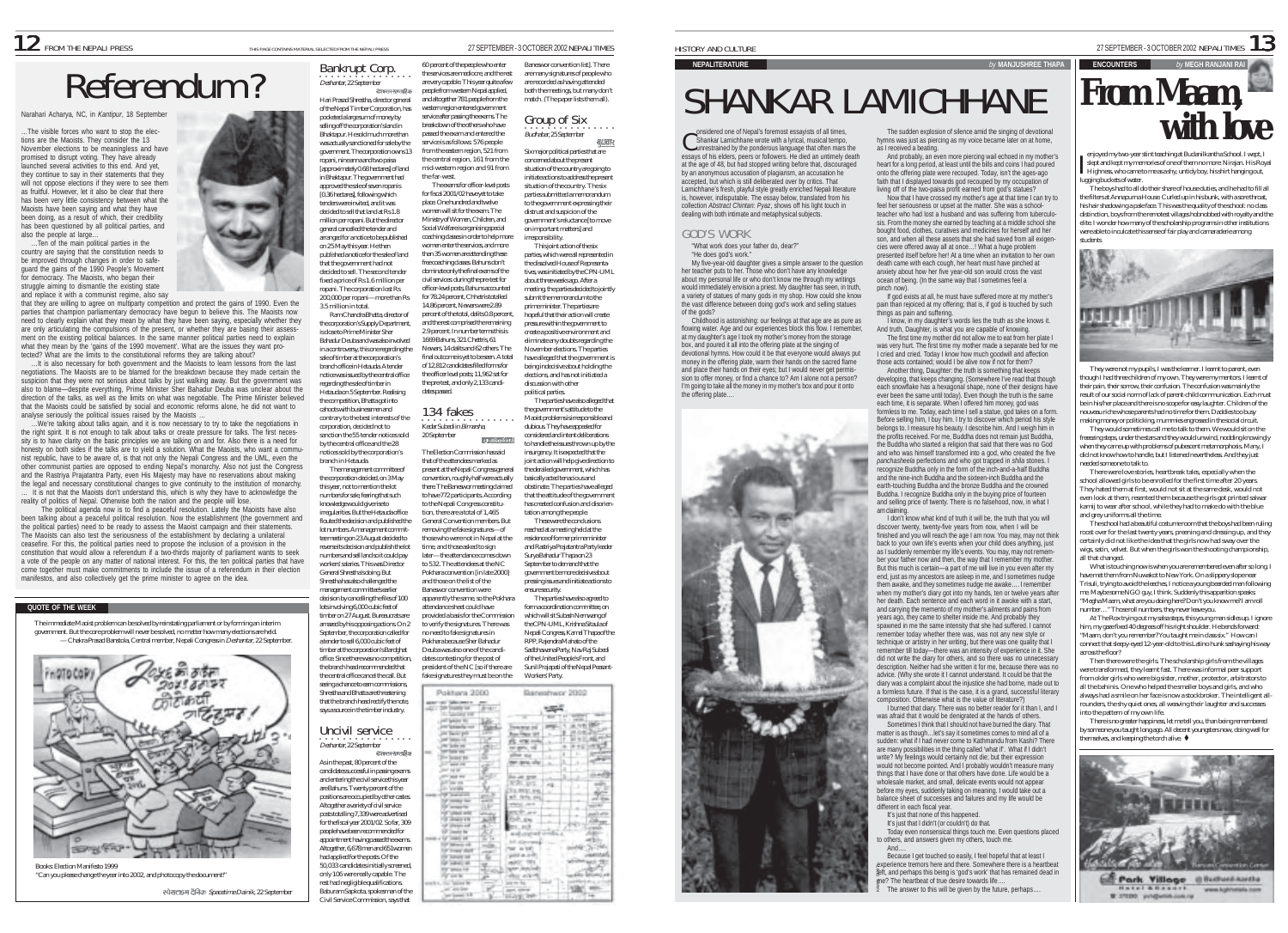# Referendum?

Narahari Acharya, NC, in *Kantipur*, 18 September

…The visible forces who want to stop the elections are the Maoists. They consider the 13 November elections to be meaningless and have promised to disrupt voting. They have already launched several activities to this end. And yet, they continue to say in their statements that they will not oppose elections if they were to see them as fruitful. However, let it also be clear that there has been very little consistency between what the Maoists have been saying and what they have been doing, as a result of which, their credibility has been questioned by all political parties, and also the people at large…

…Ten of the main political parties in the country are saying that the constitution needs to be improved through changes in order to safeguard the gains of the 1990 People's Movement for democracy. The Maoists, who began their struggle aiming to dismantle the existing state and replace it with a communist regime, also say that they are willing to agree on multiparty competition and protect the gains of 1990. Even the parties that champion parliamentary democracy have begun to believe this. The Maoists now need to clearly explain what they mean by what they have been saying, especially whether they are only articulating the compulsions of the present, or whether they are basing their assessment on the existing political balances. In the same manner political parties need to explain what they mean by the 'gains of the 1990 movement'. What are the issues they want protected? What are the limits to the constitutional reforms they are talking about?

…It is also necessary for both government and the Maoists to learn lessons from the last negotiations. The Maoists are to be blamed for the breakdown because they made certain the suspicion that they were not serious about talks by just walking away. But the government was also to blame—despite everything, Prime Minister Sher Bahadur Deuba was unclear about the direction of the talks, as well as the limits on what was negotiable. The Prime Minister believed that the Maoists could be satisfied by social and economic reforms alone, he did not want to analyse seriously the political issues raised by the Maoists …

…We're talking about talks again, and it is now necessary to try to take the negotiations in the right spirit. It is not enough to talk about talks or create pressure for talks. The first necessity is to have clarity on the basic principles we are talking on and for. Also there is a need for honesty on both sides if the talks are to yield a solution. What the Maoists, who want a communist republic, have to be aware of, is that not only the Nepali Congress and the UML, even the other communist parties are opposed to ending Nepal's monarchy. Also not just the Congress and the Rastriya Prajatantra Party, even His Majesty may have no reservations about making the legal and necessary constitutional changes to give continuity to the institution of monarchy. … It is not that the Maoists don't understand this, which is why they have to acknowledge the reality of politics of Nepal. Otherwise both the nation and the people will lose.

The political agenda now is to find a peaceful resolution. Lately the Maoists have also been talking about a peaceful political resolution. Now the establishment (the government and the political parties) need to be ready to assess the Maoist campaign and their statements. The Maoists can also test the seriousness of the establishment by declaring a unilateral ceasefire. For this, the political parties need to propose the inclusion of a provision in the constitution that would allow a referendum if a two-thirds majority of parliament wants to seek a vote of the people on any matter of national interest. For this, the ten political parties that have come together must make commitments to include the issue of a referendum in their election manifestos, and also collectively get the prime minister to agree on the idea.

## QUOTE OF THE WEEK

The immediate Maoist problem can be solved by reinstating parliament or by forming an interim government. But the core problem will never be solved, no matter how many elections are held.

— Chakra Prasad Banstola, Central member, Nepali Congress in *Deshantar*, 22 September.

Books: Election Manifesto 1999

"Can you please change the year into 2002, and photocopy the document?"

स्पेसटाइम दैनिक *Spacetime Dainik*, 22 September

## Bankrupt Corp.

*Deshantar*, 22 September

देशान्तर साप्ताहिक

Hari Prasad Shrestha, director general of the Nepal Timber Corporation, has pocketed a large sum of money by selling off the corporation's land in Bhaktapur. He sold much more than was actually sanctioned for sale by the government. The corporation owns 13 ropani, nine anna and two paisa [approximately 0.68 hectares] of land in Bhaktapur. The government had approved the sale of seven ropanis [0.36 hectares], following which tenders were invited, and it was decided to sell that land at Rs 1.8 million per ropani. But the director general cancelled the tender and arranged for a notice to be published on 25 May this year. He then published another notice for the sale of land that the government had not decided to sell. The second tender fixed a price of Rs 1.6 million per ropani. The corporation lost Rs 200,000 per ropani—more than Rs 3.5 million in total.

Ram Chandra Bhatta, director of the corporation's Supply Department, is close to Prime Minister Sher Bahadur Deuba and was also involved in a controversy, this one regarding the sale of timber at the corporation's branch office in Hetauda. A tender notice was issued by the central office regarding the sale of timber in Hetauda on 5 September. Realising the competition, Bhatta got into cahoots with businessmen and contrary to the best interests of the corporation, decided not to sanction the 55 tender notices sold by the central office and the 28 notices sold by the corporation's branch in Hetauda.

The management committee of the corporation decided, on 3 May this year, not to mention the lot numbers for sale, fearing that such knowledge would give rise to irregularities. But the Hetauda office flouted the decision and published the lot numbers. A management committee meeting on 23 August decided to reverse its decision and publish the lot numbers and sell them so it could pay workers' salaries. This was Director General Shrestha's doing. But Shrestha has also challenged the management committee's earlier decision by cancelling the files of 100 lots involving 6,000 cubic feet of timber on 27 August. Bureaucrats are amazed by these goings-on. On 2 September, the corporation called for a tender to sell 6,000 cubic feet of timber at the corporation's Bardghat office. Since there was no competition, the branch head recommended that the central office cancel the call. But seeing a chance to earn commissions, Shrestha and Bhatta are threatening that the branch head rectify the note, says a source in the timber industry.

## Uncivil service

*Deshantar*, 22 September

देशान्तर साप्ताहिक

As in the past, 80 percent of the candidates successful in passing exams and entering the civil service this year are Bahuns. Twenty percent of the positions are occupied by other castes. Altogether a variety of civil service posts totalling 7,339 were advertised for the fiscal year 2001/02. So far, 309 people have been recommended for appointment having passed the exams. Altogether, 6,678 men and 651 women had applied for the posts. Of the 50,033 candidates initially screened, only 106 were really capable. The rest had negligible qualifications. Baburam Sapkota, spokesman of the Civil Service Commission, says that 60 percent of the people who enter the services are mediocre, and the rest are very capable. This year quite a few people from western Nepal applied, and altogether 781 people from the western region entered government service after passing the exams. The breakdown of the others who have passed the exam and entered the service is as follows: 576 people from the eastern region, 521 from the central region, 161 from the mid-western region and 91 from the far-west.

The exams for officer-level posts for fiscal 2001/02 have yet to take place. One hundred and twelve women will sit for the exam. The Ministry of Women, Children, and Social Welfare is organising special coaching classes in order to help more women enter the services, and more than 35 women are attending these free coaching classes. Bahuns don't dominate only the final exams of the civil services: during the pre-test for officer-level posts, Bahuns account for 78.24 percent, Chhetris totalled 14.86 percent, Newars were 2.89 percent of the total, dalits 0.8 percent, and the rest comprised the remaining 2.9 percent. In number terms this is 1669 Bahuns, 321 Chettris, 61 Newars, 14 dalits and 62 others. The final outcome is yet to be seen. A total of 12,812 candidates filled forms for the officer level posts; 11,962 sat for the pre-test, and only 2,133 candidates passed.

## 134 fakes

Kedar Subedi in *Bimarsha*

20 September

The Election Commission has said that of the attendees marked as present at the Nepali Congress general convention, roughly half were actually there. The Baneswar meeting claimed to have 772 participants. According to the Nepali Congress constitution, there are a total of 1,465 General Convention members. But removing the fake signatures—of those who were not in Nepal at the time, and those asked to sign later—the attendance comes down to 532. The attendees at the NC Pokhara convention [in late 2000] and those on the list of the Baneswar convention were apparently the same, so the Pokhara attendance sheet could have provided a basis for the Commission to verify the signatures. There was no need to fake signatures in Pokhara because Sher Bahadur Deuba was also one of the candidates contesting for the post of president of the NC [so if there are fake signatures they must be on the Baneswor convention list]. There are many signatures of people who are recorded as having attended both the meetings, but many don't match. (The paper lists the names.)

Poktiara 2000 | Baneshwor 2002

## Group of Six

*Budhabar*, 25 September

बुधबार

Six major political parties that are concerned about the present situation of the country are going to initiate actions to address the present situation of the country. The six parties submitted a memorandum to the government expressing their distrust and suspicion of the government's reluctance [to move on important matters] and irresponsibility.

This joint action of the six parties, which were all represented in the dissolved House of Representatives, was initiated by the CPN-UML about three weeks ago. After a meeting, the parties decided to jointly submit the memorandum to the prime minister. The parties are hopeful that their action will create pressure within the government to create a positive environment and eliminate any doubts regarding the November elections. The parties have alleged that the government is being indecisive about holding the elections, and has not initiated a discussion with other political parties.

The parties have also alleged that the government's attitude to the Maoist problem is irresponsible and dubious. They have appealed for considered and intent deliberations to handle the issues thrown up by the insurgency. It is expected that the joint action will help give direction to the lacklustre government, which has basically stated its tenacious and obstinate. The parties have alleged that the attitude of the government has created confusion and disorientation among the people.

These were the conclusions reached at a meeting held at the residence of former prime minister and Rastriya Prajatantra Party leader Surya Bahadur Thapa on 23 September to demand that the government be more decisive about pressing issues and initiate actions to ensure security.

The parties have also agreed to form a coordination committee, on which will sit Subash Nemwang of the CPN-UML, Krishna Sitaula of Nepali Congress, Kamal Thapa of the RPP, Rajendra Mahato of the Sadbhavana Party, Nav Raj Subedi of the United People's Front, and Sunil Prajapati of the Nepal Peasant-Workers' Party.

NEPALI LITERATURE — by MANJUSHREE THAPA

# SHANKAR LAMICHHANE

Considered one of Nepal's foremost essayists of all times, Shankar Lamichhane wrote with a lyrical, musical tempo, unrestrained by the ponderous language that often mars the essays of his elders, peers or followers. He died an untimely death at the age of 48, but had stopped writing before that, discouraged by an anonymous accusation of plagiarism, an accusation he accepted, but which is still deliberated over by critics. That Lamichhane's fresh, playful style greatly enriched Nepali literature is, however, indisputable. The essay below, translated from his collection *Abstract Chintan: Pyaz*, shows off his light touch in dealing with both intimate and metaphysical subjects.

## GOD'S WORK

"What work does your father do, dear?"

"He does god's work."

My five-year-old daughter gives a simple answer to the question her teacher puts to her. Those who don't have any knowledge about my personal life or who don't know me through my writings would immediately envision a priest. My daughter has seen, in truth, a variety of statues of many gods in my shop. How could she know the vast difference between doing god's work and selling statues of the gods?

Childhood is astonishing: our feelings at that age are as pure as flowing water. Age and our experiences block this flow. I remember, at my daughter's age I took my mother's money from the storage box, and poured it all into the offering plate at the singing of devotional hymns. How could it be that everyone would always put money in the offering plate, warm their hands on the sacred flame and place their hands on their eyes; but I would never get permission to offer money, or find a chance to? Am I alone not a person? I'm going to take all the money in my mother's box and pour it onto the offering plate….

The sudden explosion of silence amid the singing of devotional hymns was just as piercing as my voice became later on at home, as I received a beating.

And probably, an even more piercing wail echoed in my mother's heart for a long period, at least until the bills and coins I had poured onto the offering plate were recouped. Today, isn't the ages-ago faith that I displayed towards god recouped by my occupation of living off of the two-paisa profit earned from god's statues?

Now that I have crossed my mother's age at that time I can try to feel her seriousness or upset at the matter. She was a schoolteacher who had lost a husband and was suffering from tuberculosis. From the money she earned by teaching at a middle school she bought food, clothes, curatives and medicines for herself and her son, and when all these assets that she had saved from all exigencies were offered away all at once…! What a huge problem presented itself before her! At a time when an invitation to her own death came with each cough, her heart must have pinched at anxiety about how her five year-old son would cross the vast ocean of being. (In the same way that I sometimes feel a pinch now).

If god exists at all, he must have suffered more at my mother's pain than rejoiced at my offering; that is, if god is touched by such things as pain and suffering.

I know, in my daughter's words lies the truth as she knows it. And truth, Daughter, is what you are capable of knowing.

The first time my mother did not allow me to eat from her plate I was very hurt. The first time my mother made a separate bed for me I cried and cried. Today I know how much goodwill and affection those acts contained; would I be alive now if not for them?

Another thing, Daughter: the truth is something that keeps developing, that keeps changing. (Somewhere I've read that though each snowflake has a hexagonal shape, none of their designs have ever been the same until today). Even though the truth is the same each time, it is separate. When I offered him money, god was formless to me. Today, each time I sell a statue, god takes on a form. Before selling him, I buy him. I try to discover which period his style belongs to. I measure his beauty. I describe him. And I weigh him in the profits received. For me, Buddha does not remain just Buddha, the Buddha who started a religion that said that there was no God and who was himself transformed into a god, who created the five *panchasheela* perfections and who got trapped in *shila* stones. I recognize Buddha only in the form of the inch-and-a-half Buddha and the nine-inch Buddha and the sixteen-inch Buddha and the earth-touching Buddha and the bronze Buddha and the crowned Buddha. I recognize Buddha only in the buying price of fourteen and selling price of twenty. There is no falsehood, now, in what I am claiming.

I don't know what kind of truth it will be, the truth that you will discover twenty, twenty-five years from now, when I will be finished and you will reach the age I am now. You may, may not think back to your own life's events when your child does anything, just as I suddenly remember my life's events. You may, may not remember your father now and then, the way that I remember my mother. But this much is certain—a part of me will live in you even after my end, just as my ancestors are asleep in me, and I sometimes nudge them awake, and they sometimes nudge me awake…. I remember when my mother's diary got into my hands, ten or twelve years after her death. Each sentence and each word in it awoke with a start, and carrying the memento of my mother's ailments and pains from years ago, they came to shelter inside me. And probably they spawned in me the same intensity that she had suffered. I cannot remember today whether there was, was not any new style or technique or artistry in her writing, but there was one quality that I remember till today—there was an intensity of experience in it. She did not write the diary for others, and so there was no unnecessary description. Neither had she written it for me, because there was no advice. (Why she wrote it I cannot understand. It could be that the diary was a complaint about the injustice she had borne, made out to a formless future. If that is the case, it is a grand, successful literary composition. Otherwise what is the value of literature?)

I burned that diary. There was no better reader for it than I, and I was afraid that it would be denigrated at the hands of others.

Sometimes I think that I should not have burned the diary. That matter is as though…let's say it sometimes comes to mind all of a sudden: what if I had never come to Kathmandu from Kashi? There are many possibilities in the thing called 'what if'. What if I didn't write? My feelings would certainly not die; but their expression would not become pointed. And I probably wouldn't measure many things that I have done or that others have done. Life would be a wholesale market, and small, delicate events would not appear before my eyes, suddenly taking on meaning. I would take out a balance sheet of successes and failures and my life would be different in each fiscal year.

It's just that none of this happened.

It's just that I didn't (or couldn't) do that.

Today even nonsensical things touch me. Even questions placed to others, and answers given my others, touch me.

And….

Because I get touched so easily, I feel hopeful that at least I experience tremors here and there. Somewhere there is a heartbeat left, and perhaps this being is 'god's work' that has remained dead in me? The heartbeat of true desire towards life….

The answer to this will be given by the future, perhaps….

ENCOUNTERS — by MEGH RANJANI RAI

# From Maam, with love

I enjoyed my two-year stint teaching at Budanilkantha School. I wept, I slept and kept my memories of one of them no more: Nirajan. His Royal Highness, who came to me as a shy, untidy boy, his shirt hanging out, lugging buckets of water.

The boys had to all do their share of house duties, and he had to fill all the filters at Annapurna House. Curled up in his bunk, with a sore throat, his hair shadowing a pale face. This was the quality of the school: no class distinction, boys from the remotest villages hobnobbed with royalty and the elite. I wonder how many of the scholarship programs in other institutions were able to inculcate this sense of fair play and camaraderie among students.

They were not my pupils, I was the learner. I learnt to parent, even though I had three children of my own. They were my mentors. I learnt of their pain, their sorrow, their confusion. The confusion was mainly the result of our social norm of lack of parent-child communication. Each must be in his/her place and there is no scope for easy laughter. Children of the nouveau riche whose parents had no time for them. Daddies too busy making money or politicking, mummies engrossed in the social circuit.

They would sometimes call me to talk to them. We would sit on the freezing steps, under the stars and they would unwind, nodding knowingly when they came up with problems of pubescent metamorphosis. Many, I did not know how to handle, but I listened nevertheless. And they just needed someone to talk to.

There were love stories, heartbreak tales, especially when the school allowed girls to be enrolled for the first time after 20 years. They hated them at first, would not sit at the same desk, would not even look at them, resented them because the girls got printed salwar kamij to wear after school, while they had to make do with the blue and grey uniforms all the time.

The school had a beautiful costume room that the boys had been ruling roost over for the last twenty years, preening and dressing up, and they certainly did not like the idea that the girls now had sway over the wigs, satin, velvet. But when the girls won the shooting championship, all that changed.

What is touching now is when you are remembered even after so long. I have met them from Nuwakot to New York. On a slippery slope near Trisuli, trying to avoid the leeches, I notice a young bearded man following me. Maybe some NGO guy, I think. Suddenly this apparition speaks: "Megha Maam, what are you doing here? Don't you know me? I am roll number…" Those roll numbers, they never leave you.

At The Roxy trying out my salsa steps, this young man sidles up. I ignore him, my gaze fixed 40 degrees off his right shoulder. He bends forward: "Maam, don't you remember? You taught me in class six." How can I connect that sleepy-eyed 12-year-old to this Latino hunk sashaying his way across the floor?

Then there were the girls. The scholarship girls from the villages were transformed, they learnt fast. There was informal peer support from older girls who were big sister, mother, protector, arbitrators to all the bahinis. One who helped the smaller boys and girls, and who always had a smile on her face is now a stockbroker. The intelligent all-rounders, the shy quiet ones, all weaving their laughter and successes into the pattern of my own life.

There is no greater happiness, let me tell you, than being remembered by someone you taught long ago. All decent youngsters now, doing well for themselves, and keeping the torch alive. ♦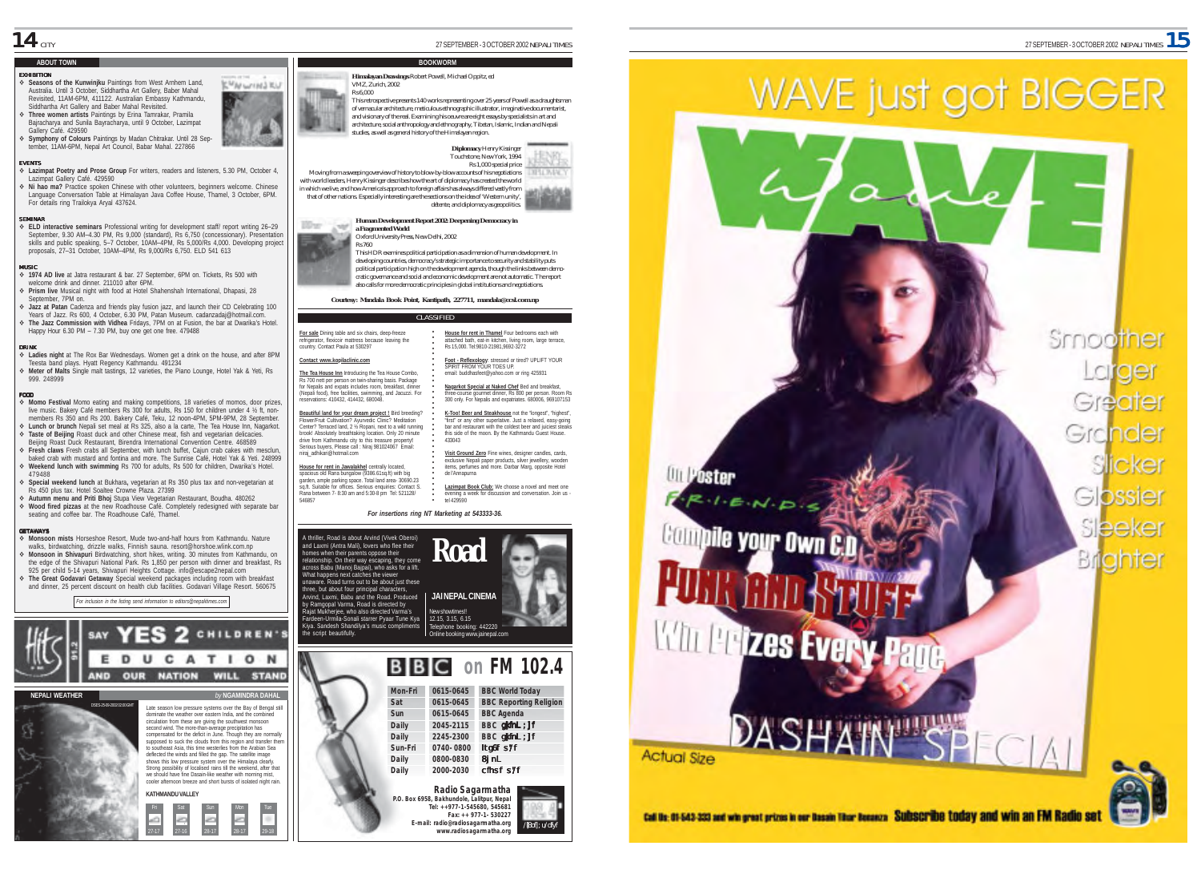## ABOUT TOWN

### EXHIBITION

- **Seasons of the Kunwinjku** Paintings from West Arnhem Land, Australia. Until 3 October, Siddhartha Art Gallery, Baber Mahal Revisited, 11AM-6PM, 411122. Australian Embassy Kathmandu, Siddhartha Art Gallery and Baber Mahal Revisited.
- **Three women artists** Paintings by Erina Tamrakar, Pramila Bajracharya and Sunila Bayracharya, until 9 October, Lazimpat Gallery Café. 429590
- **Symphony of Colours** Paintings by Madan Chitrakar. Until 28 September, 11AM-6PM, Nepal Art Council, Babar Mahal. 227866

### EVENTS

- **Lazimpat Poetry and Prose Group** For writers, readers and listeners, 5.30 PM, October 4, Lazimpat Gallery Café. 429590
- **Ni hao ma?** Practice spoken Chinese with other volunteers, beginners welcome. Chinese Language Conversation Table at Himalayan Java Coffee House, Thamel, 3 October, 6PM. For details ring Trailokya Aryal 437624.

### SEMINAR

- **ELD interactive seminars** Professional writing for development staff/ report writing 26–29 September, 9.30 AM–4.30 PM, Rs 9,000 (standard), Rs 6,750 (concessionary). Presentation skills and public speaking, 5–7 October, 10AM–4PM, Rs 5,000/Rs 4,000. Developing project proposals, 27–31 October, 10AM–4PM, Rs 9,000/Rs 6,750. ELD 541 613

### MUSIC

- **1974 AD live** at Jatra restaurant & bar. 27 September, 6PM on. Tickets, Rs 500 with welcome drink and dinner. 211010 after 6PM.
- **Prism live** Musical night with food at Hotel Shahenshah International, Dhapasi, 28 September, 7PM on.
- **Jazz at Patan** Cadenza and friends play fusion jazz, and launch their CD Celebrating 100 Years of Jazz. Rs 600, 4 October, 6.30 PM, Patan Museum. cadanzadaj@hotmail.com.
- **The Jazz Commission with Vidhea** Fridays, 7PM on at Fusion, the bar at Dwarika's Hotel. Happy Hour 6.30 PM – 7.30 PM, buy one get one free. 479488

### DRINK

- **Ladies night** at The Rox Bar Wednesdays. Women get a drink on the house, and after 8PM Teesta band plays. Hyatt Regency Kathmandu. 491234
- **Meter of Malts** Single malt tastings, 12 varieties, the Piano Lounge, Hotel Yak & Yeti, Rs 999. 248999

### FOOD

- **Momo Festival** Momo eating and making competitions, 18 varieties of momos, door prizes, live music. Bakery Café members Rs 300 for adults, Rs 150 for children under 4 ½ ft, non-members Rs 350 and Rs 200. Bakery Café, Teku, 12 noon-4PM, 5PM-9PM, 28 September.
- **Lunch or brunch** Nepali set meal at Rs 325, also a la carte, The Tea House Inn, Nagarkot.
- **Taste of Beijing** Roast duck and other Chinese meat, fish and vegetarian delicacies. Beijing Roast Duck Restaurant, Birendra International Convention Centre. 468589
- **Fresh claws** Fresh crabs all September, with lunch buffet, Cajun crab cakes with mesclun, baked crab with mustard and fontina and more. The Sunrise Café, Hotel Yak & Yeti. 248999
- **Weekend lunch with swimming** Rs 700 for adults, Rs 500 for children, Dwarika's Hotel. 479488
- **Special weekend lunch** at Bukhara, vegetarian at Rs 350 plus tax and non-vegetarian at Rs 450 plus tax. Hotel Soaltee Crowne Plaza. 27399
- **Autumn menu and Priti Bhoj** Stupa View Vegetarian Restaurant, Boudha. 480262
- **Wood fired pizzas** at the new Roadhouse Café. Completely redesigned with separate bar seating and coffee bar. The Roadhouse Café, Thamel.

### GETAWAYS

- **Monsoon mists** Horseshoe Resort, Mude two-and-half hours from Kathmandu. Nature walks, birdwatching, drizzle walks, Finnish sauna. resort@horshoe.wlink.com.np
- **Monsoon in Shivapuri** Birdwatching, short hikes, writing. 30 minutes from Kathmandu, on the edge of the Shivapuri National Park. Rs 1,850 per person with dinner and breakfast, Rs 925 per child 5-14 years, Shivapuri Heights Cottage. info@escape2nepal.com
- **The Great Godavari Getaway** Special weekend packages including room with breakfast and dinner, 25 percent discount on health club facilities. Godavari Village Resort. 560675

*For inclusion in the listing send information to editors@nepalitimes.com*

SAY YES 2 CHILDREN'S EDUCATION AND OUR NATION WILL STAND

## NEPALI WEATHER

*by NGAMINDRA DAHAL*

Late season low pressure systems over the Bay of Bengal still dominate the weather over eastern India, and the combined circulation from these are giving the southwest monsoon second wind. The more-than-average precipitation has compensated for the deficit in June. Though they are normally supposed to suck the clouds from this region and transfer them to southeast Asia, this time westerlies from the Arabian Sea deflected the winds and filled the gap. The satellite image shows this low pressure system over the Himalaya clearly. Strong possibility of localised rains till the weekend, after that we should have fine Dasain-like weather with morning mist, cooler afternoon breeze and short bursts of isolated night rain.

**KATHMANDU VALLEY**

| Fri | Sat | Sun | Mon | Tue |
|---|---|---|---|---|
| 27-17 | 27-16 | 28-17 | 28-17 | 29-18 |

## BOOKWORM

**Himalayan Drawings** Robert Powell, Michael Oppitz, ed
VMZ, Zurich, 2002
Rs 6,000

This retrospective presents 140 works representing over 25 years of Powell as a draughtsman of vernacular architecture, meticulous ethnographic illustrator, imaginative documentarist, and visionary of the real. Examining his oeuvre are eight essays by specialists in art and architecture, social anthropology and ethnography, Tibetan, Islamic, Indian and Nepali studies, as well as general history of the Himalayan region.

**Diplomacy** Henry Kissinger
Touchstone, New York, 1994
Rs 1,000 special price

Moving from a sweeping overview of history to blow-by-blow accounts of his negotiations with world leaders, Henry Kissinger describes how the art of diplomacy has created the world in which we live, and how America's approach to foreign affairs has always differed vastly from that of other nations. Especially interesting are the sections on the idea of 'Western unity', détente, and diplomacy as geopolitics.

**Human Development Report 2002: Deepening Democracy in a Fragmented World**
Oxford University Press, New Delhi, 2002
Rs 760

This HDR examines political participation as a dimension of human development. In developing countries, democracy's strategic importance to security and stability puts political participation high on the development agenda, though the links between democratic governance and social and economic development are not automatic. The report also calls for more democratic principles in global institutions and negotiations.

**Courtesy: Mandala Book Point, Kantipath, 227711, mandala@ccsl.com.np**

## CLASSIFIED

**For sale** Dining table and six chairs, deep-freeze refrigerator, flexcoir mattress because leaving the country. Contact Paula at 530297

**Contact www.kopilaclinic.com**

**The Tea House Inn** Introducing the Tea House Combo, Rs 700 nett per person on twin-sharing basis. Package for Nepalis and expats includes room, breakfast, dinner (Nepali food), free facilities, swimming, and Jacuzzi. For reservations: 410432, 414432, 680048.

**Beautiful land for your dream project !** Bird breeding? Flower/Fruit Cultivation? Ayurvedic Clinic? Meditation Center? Terraced land, 2 ½ Ropani, next to a wild running brook! Absolutely breathtaking location. Only 20 minute drive from Kathmandu city to this treasure property!! Serious buyers, Please call : Niraj 981024067 Email: niraj_adhikari@hotmail.com

**House for rent in Jawalakhel** centrally located, spacious old Rana bungalow (9386.61sq.ft) with big garden, ample parking space. Total land area- 30690.23 sq.ft. Suitable for offices. Serious enquiries: Contact S. Rana between 7- 8:30 am and 5:30-8 pm Tel: 521128/ 546857

**House for rent in Thamel** Four bedrooms each with attached bath, eat-in kitchen, living room, large terrace, Rs 15,000. Tel:9810-21981,9692-3272

**Foot - Reflexology**: stressed or tired? UPLIFT YOUR SPIRIT FROM YOUR TOES UP. email: buddhasfeet@yahoo.com or ring 425931

**Nagarkot Special at Naked Chef** Bed and breakfast, three-course gourmet dinner, Rs 800 per person. Room Rs 300 only. For Nepalis and expatriates. 680006, 9691071153

**K-Too! Beer and Steakhouse** not the "longest", "highest", "first" or any other superlative. Just a relaxed, easy-going bar and restaurant with the coldest beer and juiciest steaks this side of the moon. By the Kathmandu Guest House. 433043

**Visit Ground Zero** Fine wines, designer candles, cards, exclusive Nepali paper products, silver jewellery, wooden items, perfumes and more. Darbar Marg, opposite Hotel de l'Annapurna

**Lazimpat Book Club:** We choose a novel and meet one evening a week for discussion and conversation. Join us - tel 429590

*For insertions ring NT Marketing at 543333-36.*

## Road

A thriller, Road is about Arvind (Vivek Oberoi) and Laxmi (Antra Mali), lovers who flee their homes when their parents oppose their relationship. On their way escaping, they come across Babu (Manoj Bajpai), who asks for a lift. What happens next catches the viewer unaware. Road turns out to be about just these three, but about four principal characters, Arvind, Laxmi, Babu and the Road. Produced by Ramgopal Varma, Road is directed by Rajat Mukherjee, who also directed Varma's Fardeen-Urmila-Sonali starrer Pyaar Tune Kya Kiya. Sandesh Shandilya's music compliments the script beautifully.

**JAI NEPAL CINEMA**
New showtimes!!
12.15, 3.15, 6.15
Telephone booking: 442220
Online booking www.jainepal.com

## BBC on FM 102.4

| | | |
|---|---|---|
| Mon-Fri | 0615-0645 | BBC World Today |
| Sat | 0615-0645 | BBC Reporting Religion |
| Sun | 0615-0645 | BBC Agenda |
| Daily | 2045-2115 | BBC glkfnL ;jf |
| Daily | 2245-2300 | BBC glkfnL ;jf |
| Sun-Fri | 0740-0800 | Itg6f s/f |
| Daily | 0800-0830 | 8jnL |
| Daily | 2000-2030 | cfhsf s/f |

**Radio Sagarmatha**
P.O. Box 6958, Bakhundole, Lalitpur, Nepal
Tel: ++977-1-545680, 545681
Fax: ++ 977-1- 530227
E-mail: radio@radiosagarmatha.org
www.radiosagarmatha.org

# WAVE just got BIGGER

Smoother
Larger
Greater
Grander
Slicker
Glossier
Sleeker
Brighter

On Poster
F·R·I·E·N·D·S

Compile your Own C.D

PUNK AND STUFF

Win Prizes Every Page

DASHAIN SPECIAL

Actual Size

Call Us: 01-543-333 and win great prizes in our Dasain Tihar Bonanza **Subscribe today and win an FM Radio set**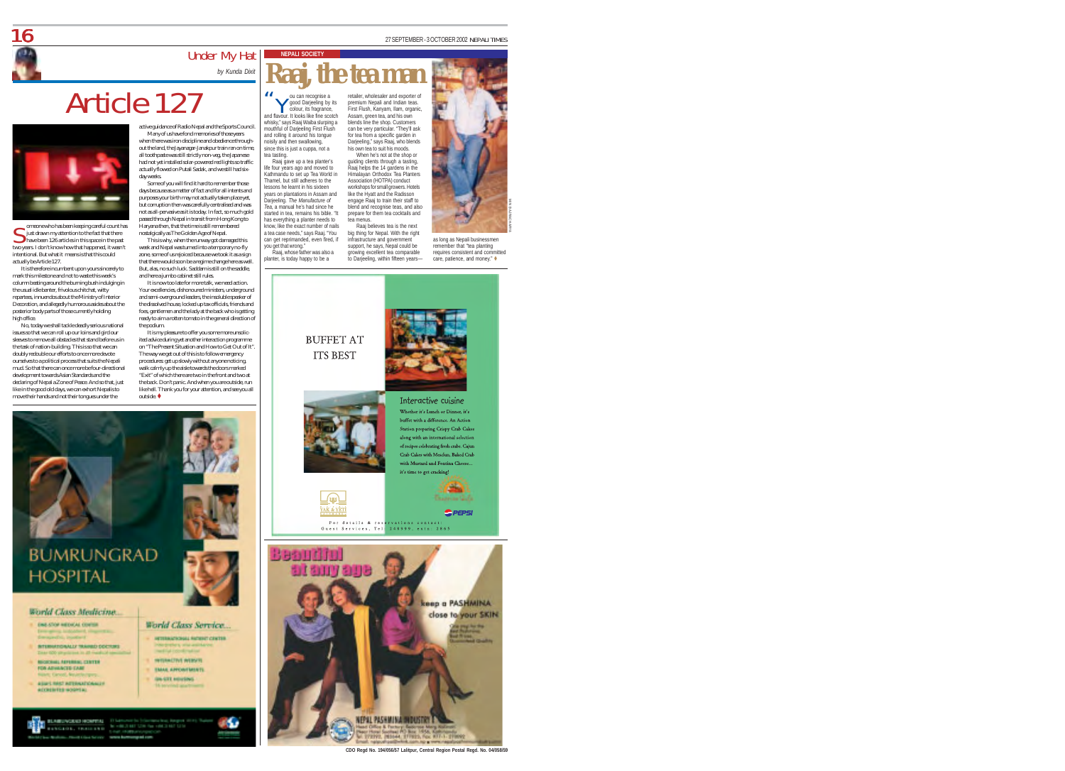## Under My Hat

*by Kunda Dixit*

# Article 127

Someone who has been keeping careful count has just drawn my attention to the fact that there have been 126 articles in this space in the past two years. I don't know how that happened, it wasn't intentional. But what it means is that this could actually be Article 127.

It is therefore incumbent upon yours sincerely to mark this milestone and not to waste this week's column beating around the burning bush indulging in the usual idle banter, frivolous chitchat, witty repartees, innuendos about the Ministry of Interior Decoration, and allegedly humorous asides about the posterior body parts of those currently holding high office.

No, today we shall tackle deadly serious national issues so that we can roll up our loins and gird our sleeves to remove all obstacles that stand before us in the task of nation-building. This is so that we can doubly redouble our efforts to once more devote ourselves to a political process that suits the Nepali mud. So that there can once more be four-directional development towards Asian Standards and the declaring of Nepal a Zone of Peace. And so that, just like in the good old days, we can exhort Nepalis to move their hands and not their tongues under the active guidance of Radio Nepal and the Sports Council.

Many of us have fond memories of those years when there was iron discipline and obedience throughout the land, the Jayanagar-Janakpur train ran on time, all toothpaste was still strictly non-veg, the Japanese had not yet installed solar-powered red lights so traffic actually flowed on Putali Sadak, and we still had six-day weeks.

Some of you will find it hard to remember those days because as a matter of fact and for all intents and purposes your birth may not actually taken place yet, but corruption then was carefully centralised and was not as all-pervasive as it is today. In fact, so much gold passed through Nepal in transit from Hong Kong to Haryana then, that the time is still remembered nostalgically as The Golden Age of Nepal.

This is why, when the runway got damaged this week and Nepal was turned into a temporary no-fly zone, some of us rejoiced because we took it as a sign that there would soon be a regime change here as well. But, alas, no such luck. Saddam is still on the saddle, and here a jumbo cabinet still rules.

It is now too late for more talk, we need action. Your excellencies, dishonoured ministers, underground and semi-overground leaders, the insoluble speaker of the dissolved house, locked up tax officials, friends and foes, gentlemen and the lady at the back who is getting ready to aim a rotten tomato in the general direction of the podium.

It is my pleasure to offer you some more unsolicited advice during yet another interaction programme on "The Present Situation and How to Get Out of It". The way we get out of this is to follow emergency procedures: get up slowly without anyone noticing, walk calmly up the aisle towards the doors marked "Exit" of which there are two in the front and two at the back. Don't panic. And when you are outside, run like hell. Thank you for your attention, and see you all outside. ♦

NEPALI SOCIETY

# Raaj, the tea man

"You can recognise a good Darjeeling by its colour, its fragrance, and flavour. It looks like fine scotch whisky," says Raaj Walba slurping a mouthful of Darjeeling First Flush and rolling it around his tongue noisily and then swallowing, since this is just a cuppa, not a tea tasting.

Raaj gave up a tea planter's life four years ago and moved to Kathmandu to set up Tea World in Thamel, but still adheres to the lessons he learnt in his sixteen years on plantations in Assam and Darjeeling. *The Manufacture of Tea*, a manual he's had since he started in tea, remains his bible. "It has everything a planter needs to know, like the exact number of nails a tea case needs," says Raaj. "You can get reprimanded, even fired, if you get that wrong."

Raaj, whose father was also a planter, is today happy to be a retailer, wholesaler and exporter of premium Nepali and Indian teas. First Flush, Kanyam, Ilam, organic, Assam, green tea, and his own blends line the shop. Customers can be very particular. "They'll ask for tea from a specific garden in Darjeeling," says Raaj, who blends his own tea to suit his moods.

When he's not at the shop or guiding clients through a tasting, Raaj helps the 14 gardens in the Himalayan Orthodox Tea Planters Association (HOTPA) conduct workshops for small growers. Hotels like the Hyatt and the Radisson engage Raaj to train their staff to blend and recognise teas, and also prepare for them tea cocktails and tea menus.

Raaj believes tea is the next big thing for Nepal. With the right infrastructure and government support, he says, Nepal could be growing excellent tea comparable to Darjeeling, within fifteen years—as long as Nepali businessmen remember that "tea planting requires consistent and committed care, patience, and money." ♦

BUFFET AT ITS BEST

Interactive cuisine

Whether it's Lunch or Dinner, it's buffet with a difference. An Action Station preparing Crispy Crab Cakes along with an international selection of recipes celebrating fresh crabs. Cajun Crab Cakes with Mesclun, Baked Crab with Mustard and Fontina Cheese... it's time to get cracking!

YAK & YETI

PEPSI

For details & reservations contact: Guest Services, Tel: 248999, extn: 2865

BUMRUNGRAD HOSPITAL

World Class Medicine...

World Class Service...

Beautiful at any age

keep a PASHMINA close to your SKIN

NEPAL PASHMINA INDUSTRY

CDO Regd No. 194/056/57 Lalitpur, Central Region Postal Regd. No. 04/058/59